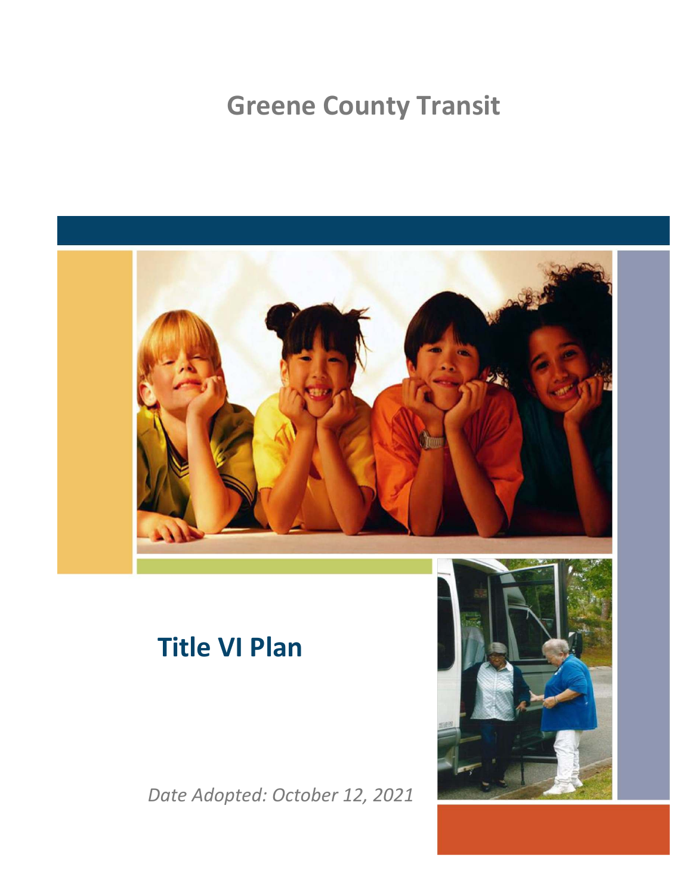# Greene County Transit

## Title VI Plan

*Date Adopted: October 12, 2021*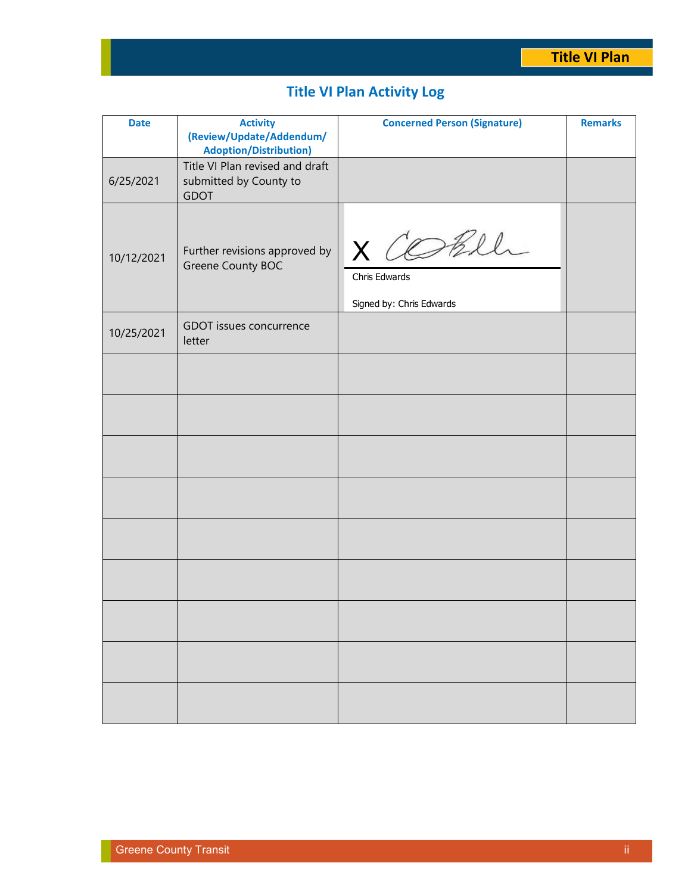# Title VI Plan Activity Log

| Date | Activity (Review/Update/Addendum/ Adoption/Distribution) | Concerned Person (Signature) | Remarks |
|---|---|---|---|
| 6/25/2021 | Title VI Plan revised and draft submitted by County to GDOT | | |
| 10/12/2021 | Further revisions approved by Greene County BOC | X Chris Edwards<br>Signed by: Chris Edwards | |
| 10/25/2021 | GDOT issues concurrence letter | | |
| | | | |
| | | | |
| | | | |
| | | | |
| | | | |
| | | | |
| | | | |
| | | | |
| | | | |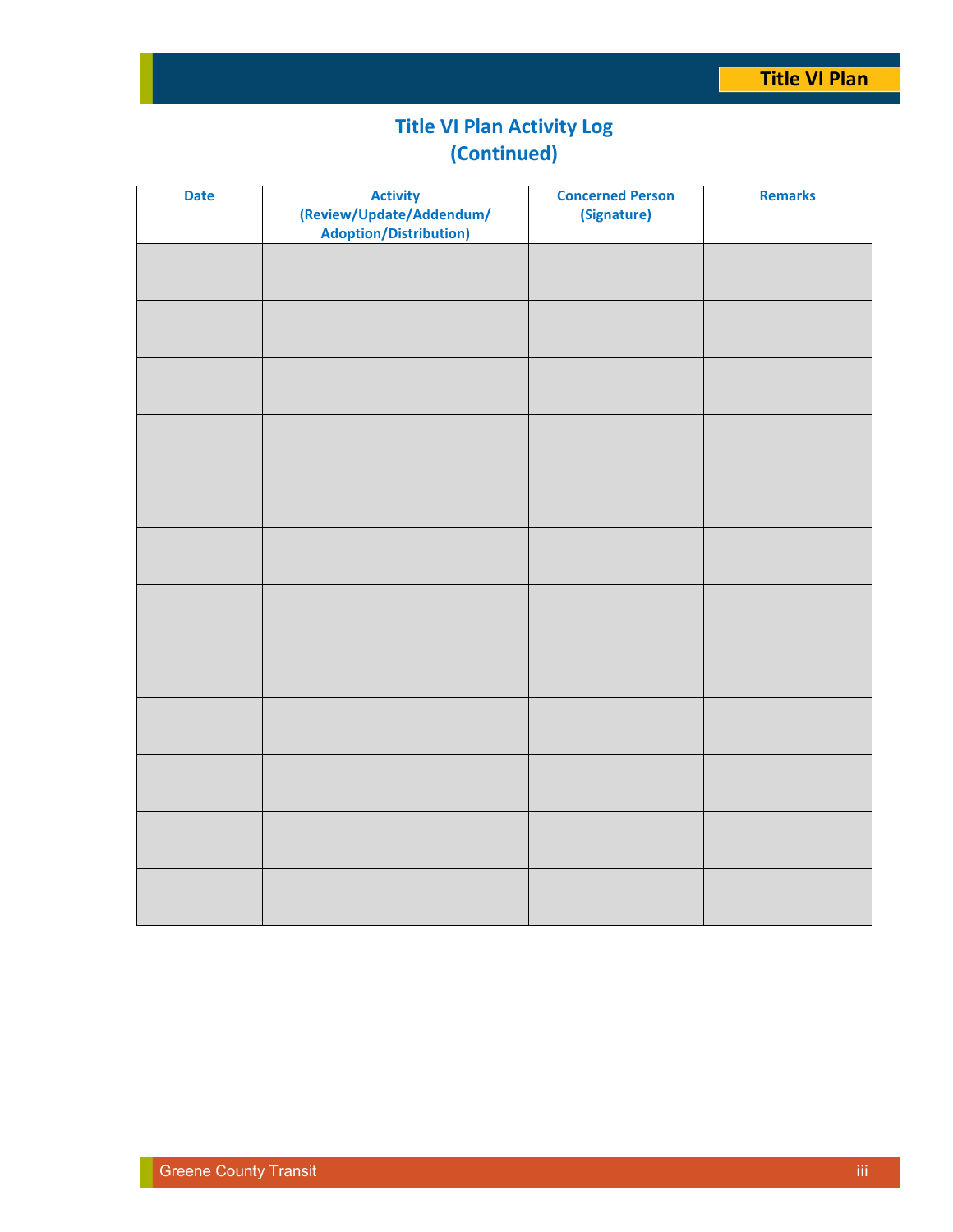# Title VI Plan Activity Log
## (Continued)

| Date | Activity (Review/Update/Addendum/ Adoption/Distribution) | Concerned Person (Signature) | Remarks |
|---|---|---|---|
| | | | |
| | | | |
| | | | |
| | | | |
| | | | |
| | | | |
| | | | |
| | | | |
| | | | |
| | | | |
| | | | |
| | | | |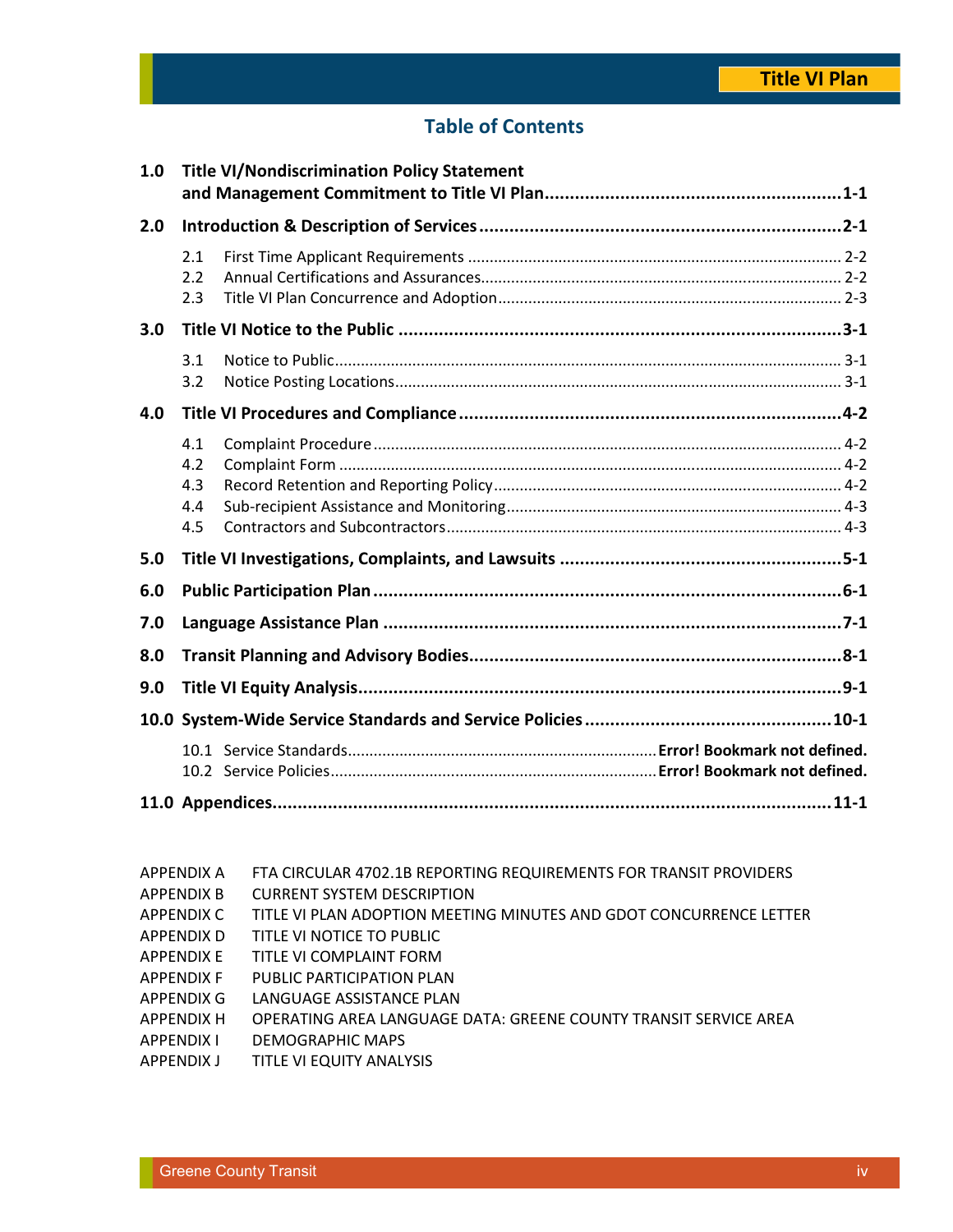## Table of Contents

**1.0 Title VI/Nondiscrimination Policy Statement and Management Commitment to Title VI Plan........................................................1-1**

**2.0 Introduction & Description of Services........................................................................2-1**

- 2.1 First Time Applicant Requirements ........................................................................ 2-2
- 2.2 Annual Certifications and Assurances.................................................................... 2-2
- 2.3 Title VI Plan Concurrence and Adoption................................................................. 2-3

**3.0 Title VI Notice to the Public ........................................................................................3-1**

- 3.1 Notice to Public....................................................................................................... 3-1
- 3.2 Notice Posting Locations......................................................................................... 3-1

**4.0 Title VI Procedures and Compliance ...........................................................................4-2**

- 4.1 Complaint Procedure .............................................................................................. 4-2
- 4.2 Complaint Form ...................................................................................................... 4-2
- 4.3 Record Retention and Reporting Policy................................................................... 4-2
- 4.4 Sub-recipient Assistance and Monitoring................................................................ 4-3
- 4.5 Contractors and Subcontractors.............................................................................. 4-3

**5.0 Title VI Investigations, Complaints, and Lawsuits ........................................................5-1**

**6.0 Public Participation Plan .............................................................................................6-1**

**7.0 Language Assistance Plan ...........................................................................................7-1**

**8.0 Transit Planning and Advisory Bodies.........................................................................8-1**

**9.0 Title VI Equity Analysis.................................................................................................9-1**

**10.0 System-Wide Service Standards and Service Policies.................................................10-1**

- 10.1 Service Standards.......................................................................**Error! Bookmark not defined.**
- 10.2 Service Policies...........................................................................**Error! Bookmark not defined.**

**11.0 Appendices..............................................................................................................11-1**

| | |
|---|---|
| APPENDIX A | FTA CIRCULAR 4702.1B REPORTING REQUIREMENTS FOR TRANSIT PROVIDERS |
| APPENDIX B | CURRENT SYSTEM DESCRIPTION |
| APPENDIX C | TITLE VI PLAN ADOPTION MEETING MINUTES AND GDOT CONCURRENCE LETTER |
| APPENDIX D | TITLE VI NOTICE TO PUBLIC |
| APPENDIX E | TITLE VI COMPLAINT FORM |
| APPENDIX F | PUBLIC PARTICIPATION PLAN |
| APPENDIX G | LANGUAGE ASSISTANCE PLAN |
| APPENDIX H | OPERATING AREA LANGUAGE DATA: GREENE COUNTY TRANSIT SERVICE AREA |
| APPENDIX I | DEMOGRAPHIC MAPS |
| APPENDIX J | TITLE VI EQUITY ANALYSIS |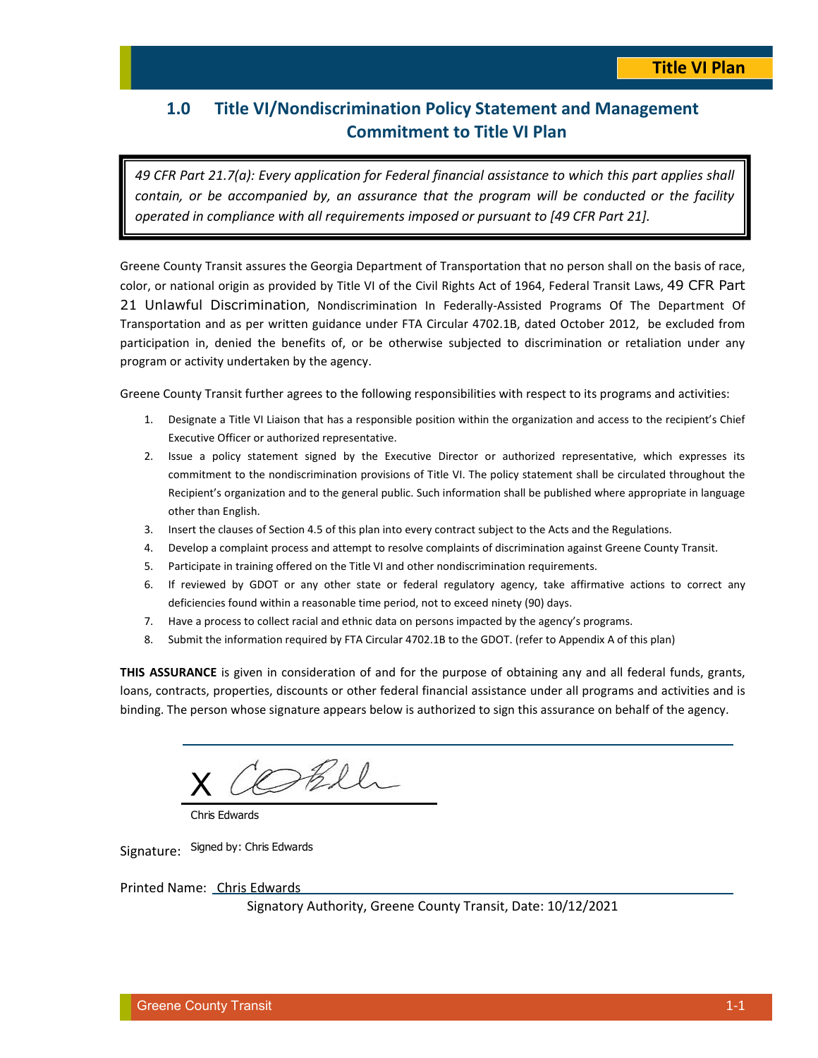## 1.0 Title VI/Nondiscrimination Policy Statement and Management Commitment to Title VI Plan

> *49 CFR Part 21.7(a): Every application for Federal financial assistance to which this part applies shall contain, or be accompanied by, an assurance that the program will be conducted or the facility operated in compliance with all requirements imposed or pursuant to [49 CFR Part 21].*

Greene County Transit assures the Georgia Department of Transportation that no person shall on the basis of race, color, or national origin as provided by Title VI of the Civil Rights Act of 1964, Federal Transit Laws, 49 CFR Part 21 Unlawful Discrimination, Nondiscrimination In Federally-Assisted Programs Of The Department Of Transportation and as per written guidance under FTA Circular 4702.1B, dated October 2012, be excluded from participation in, denied the benefits of, or be otherwise subjected to discrimination or retaliation under any program or activity undertaken by the agency.

Greene County Transit further agrees to the following responsibilities with respect to its programs and activities:

1. Designate a Title VI Liaison that has a responsible position within the organization and access to the recipient's Chief Executive Officer or authorized representative.
2. Issue a policy statement signed by the Executive Director or authorized representative, which expresses its commitment to the nondiscrimination provisions of Title VI. The policy statement shall be circulated throughout the Recipient's organization and to the general public. Such information shall be published where appropriate in language other than English.
3. Insert the clauses of Section 4.5 of this plan into every contract subject to the Acts and the Regulations.
4. Develop a complaint process and attempt to resolve complaints of discrimination against Greene County Transit.
5. Participate in training offered on the Title VI and other nondiscrimination requirements.
6. If reviewed by GDOT or any other state or federal regulatory agency, take affirmative actions to correct any deficiencies found within a reasonable time period, not to exceed ninety (90) days.
7. Have a process to collect racial and ethnic data on persons impacted by the agency's programs.
8. Submit the information required by FTA Circular 4702.1B to the GDOT. (refer to Appendix A of this plan)

**THIS ASSURANCE** is given in consideration of and for the purpose of obtaining any and all federal funds, grants, loans, contracts, properties, discounts or other federal financial assistance under all programs and activities and is binding. The person whose signature appears below is authorized to sign this assurance on behalf of the agency.

X

Chris Edwards

Signature: Signed by: Chris Edwards

Printed Name: Chris Edwards

Signatory Authority, Greene County Transit, Date: 10/12/2021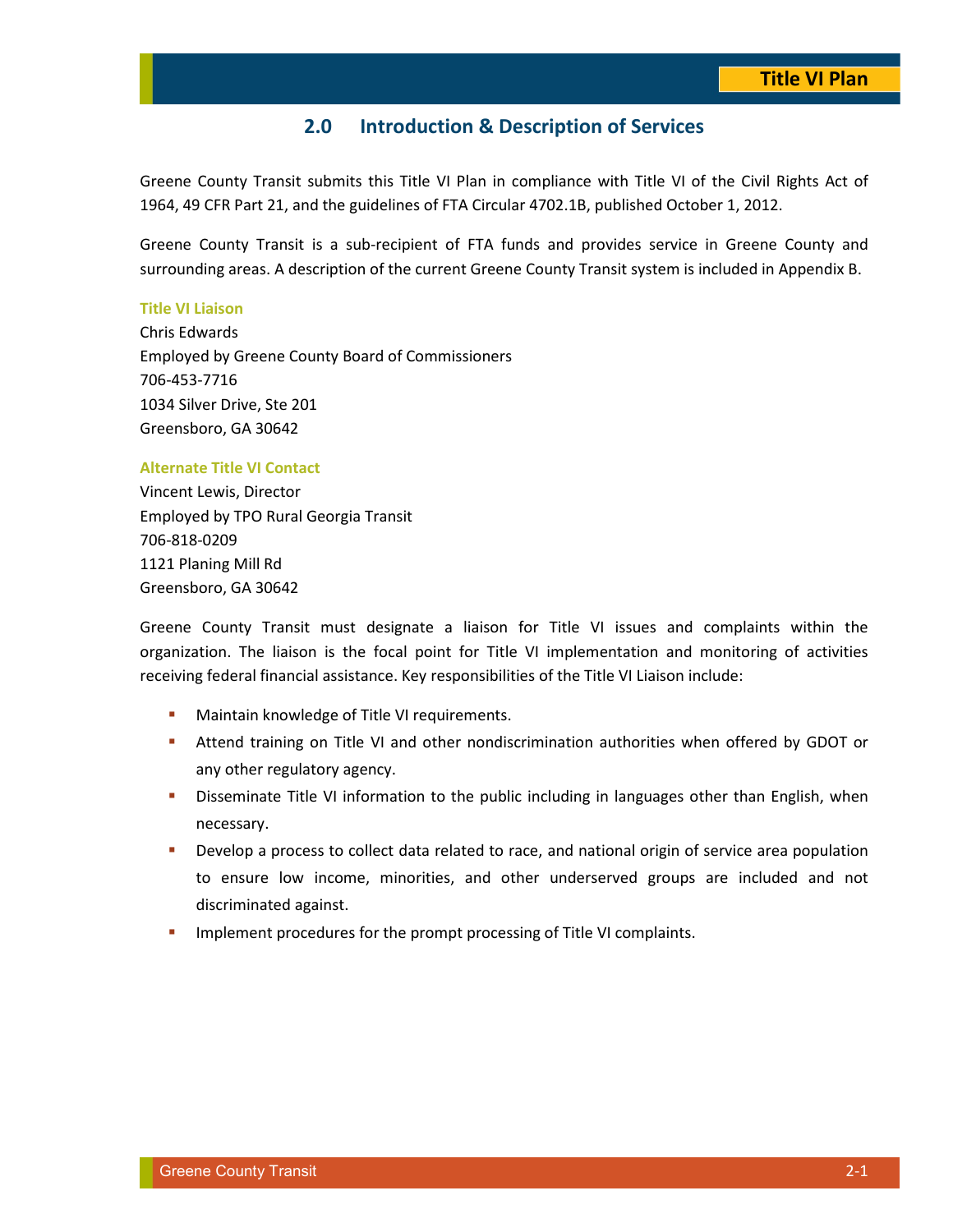## 2.0 Introduction & Description of Services

Greene County Transit submits this Title VI Plan in compliance with Title VI of the Civil Rights Act of 1964, 49 CFR Part 21, and the guidelines of FTA Circular 4702.1B, published October 1, 2012.

Greene County Transit is a sub-recipient of FTA funds and provides service in Greene County and surrounding areas. A description of the current Greene County Transit system is included in Appendix B.

**Title VI Liaison**

Chris Edwards
Employed by Greene County Board of Commissioners
706-453-7716
1034 Silver Drive, Ste 201
Greensboro, GA 30642

**Alternate Title VI Contact**

Vincent Lewis, Director
Employed by TPO Rural Georgia Transit
706-818-0209
1121 Planing Mill Rd
Greensboro, GA 30642

Greene County Transit must designate a liaison for Title VI issues and complaints within the organization. The liaison is the focal point for Title VI implementation and monitoring of activities receiving federal financial assistance. Key responsibilities of the Title VI Liaison include:

- Maintain knowledge of Title VI requirements.
- Attend training on Title VI and other nondiscrimination authorities when offered by GDOT or any other regulatory agency.
- Disseminate Title VI information to the public including in languages other than English, when necessary.
- Develop a process to collect data related to race, and national origin of service area population to ensure low income, minorities, and other underserved groups are included and not discriminated against.
- Implement procedures for the prompt processing of Title VI complaints.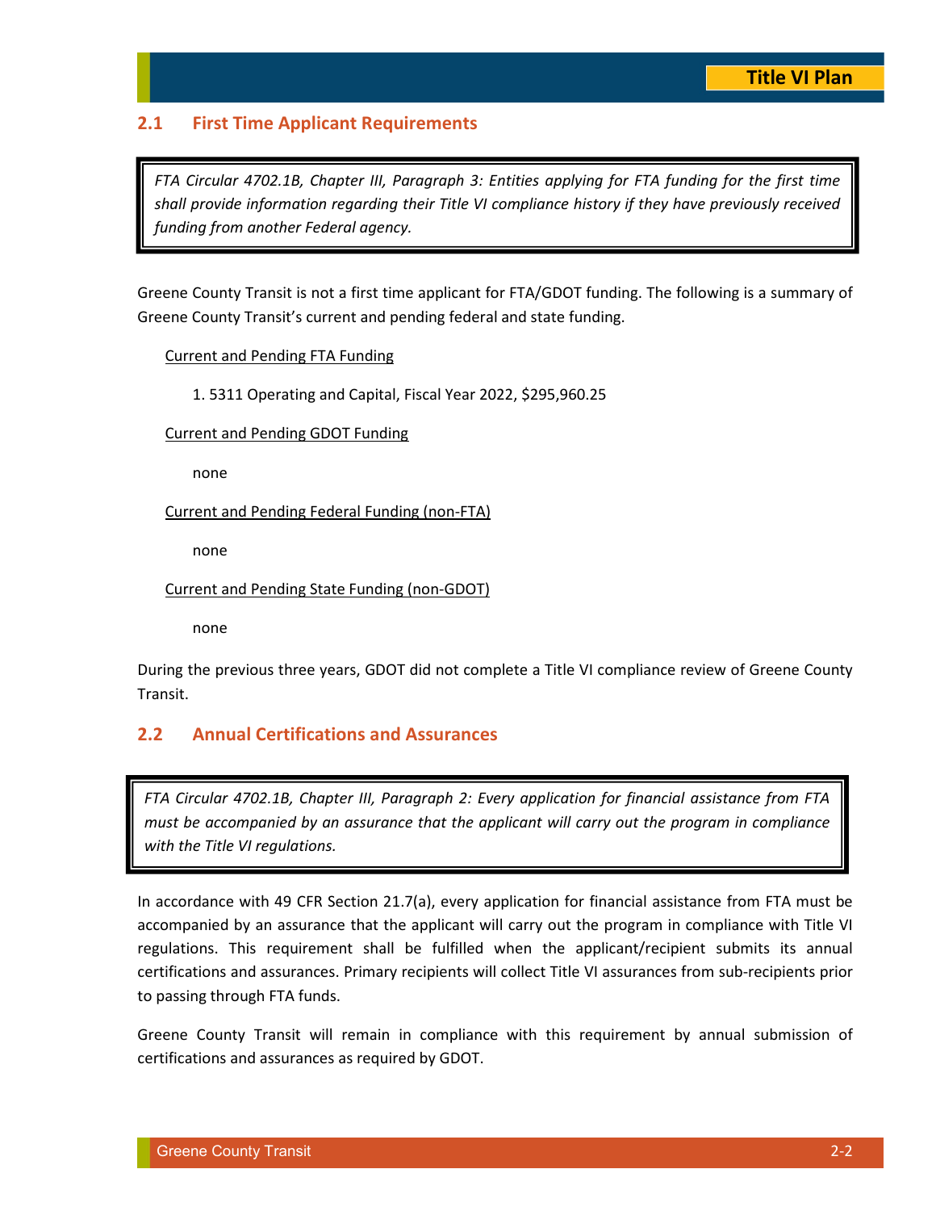## 2.1 First Time Applicant Requirements

> *FTA Circular 4702.1B, Chapter III, Paragraph 3: Entities applying for FTA funding for the first time shall provide information regarding their Title VI compliance history if they have previously received funding from another Federal agency.*

Greene County Transit is not a first time applicant for FTA/GDOT funding. The following is a summary of Greene County Transit's current and pending federal and state funding.

Current and Pending FTA Funding

1. 5311 Operating and Capital, Fiscal Year 2022, $295,960.25

Current and Pending GDOT Funding

none

Current and Pending Federal Funding (non-FTA)

none

Current and Pending State Funding (non-GDOT)

none

During the previous three years, GDOT did not complete a Title VI compliance review of Greene County Transit.

## 2.2 Annual Certifications and Assurances

> *FTA Circular 4702.1B, Chapter III, Paragraph 2: Every application for financial assistance from FTA must be accompanied by an assurance that the applicant will carry out the program in compliance with the Title VI regulations.*

In accordance with 49 CFR Section 21.7(a), every application for financial assistance from FTA must be accompanied by an assurance that the applicant will carry out the program in compliance with Title VI regulations. This requirement shall be fulfilled when the applicant/recipient submits its annual certifications and assurances. Primary recipients will collect Title VI assurances from sub-recipients prior to passing through FTA funds.

Greene County Transit will remain in compliance with this requirement by annual submission of certifications and assurances as required by GDOT.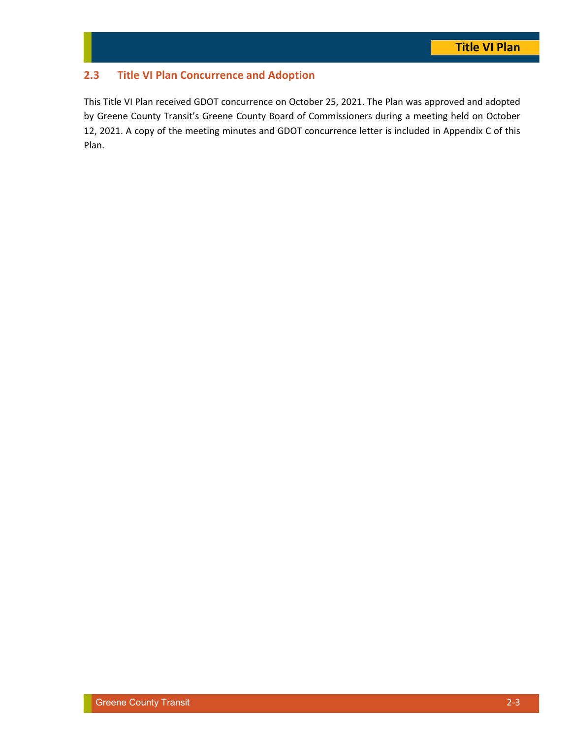## 2.3 Title VI Plan Concurrence and Adoption

This Title VI Plan received GDOT concurrence on October 25, 2021. The Plan was approved and adopted by Greene County Transit's Greene County Board of Commissioners during a meeting held on October 12, 2021. A copy of the meeting minutes and GDOT concurrence letter is included in Appendix C of this Plan.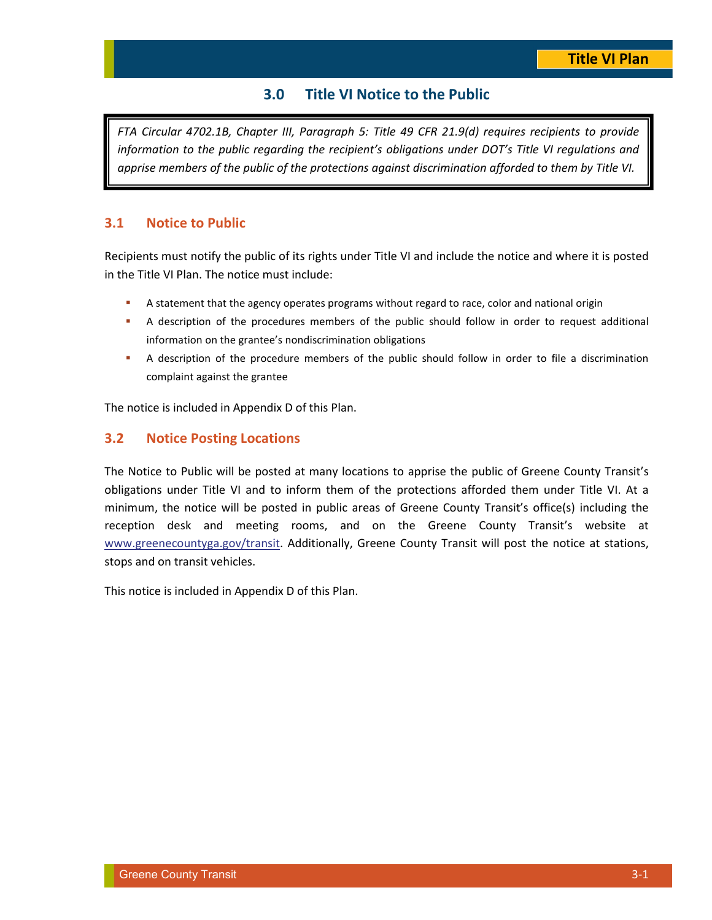# 3.0 Title VI Notice to the Public

*FTA Circular 4702.1B, Chapter III, Paragraph 5: Title 49 CFR 21.9(d) requires recipients to provide information to the public regarding the recipient's obligations under DOT's Title VI regulations and apprise members of the public of the protections against discrimination afforded to them by Title VI.*

## 3.1 Notice to Public

Recipients must notify the public of its rights under Title VI and include the notice and where it is posted in the Title VI Plan. The notice must include:

- A statement that the agency operates programs without regard to race, color and national origin
- A description of the procedures members of the public should follow in order to request additional information on the grantee's nondiscrimination obligations
- A description of the procedure members of the public should follow in order to file a discrimination complaint against the grantee

The notice is included in Appendix D of this Plan.

## 3.2 Notice Posting Locations

The Notice to Public will be posted at many locations to apprise the public of Greene County Transit's obligations under Title VI and to inform them of the protections afforded them under Title VI. At a minimum, the notice will be posted in public areas of Greene County Transit's office(s) including the reception desk and meeting rooms, and on the Greene County Transit's website at www.greenecountyga.gov/transit. Additionally, Greene County Transit will post the notice at stations, stops and on transit vehicles.

This notice is included in Appendix D of this Plan.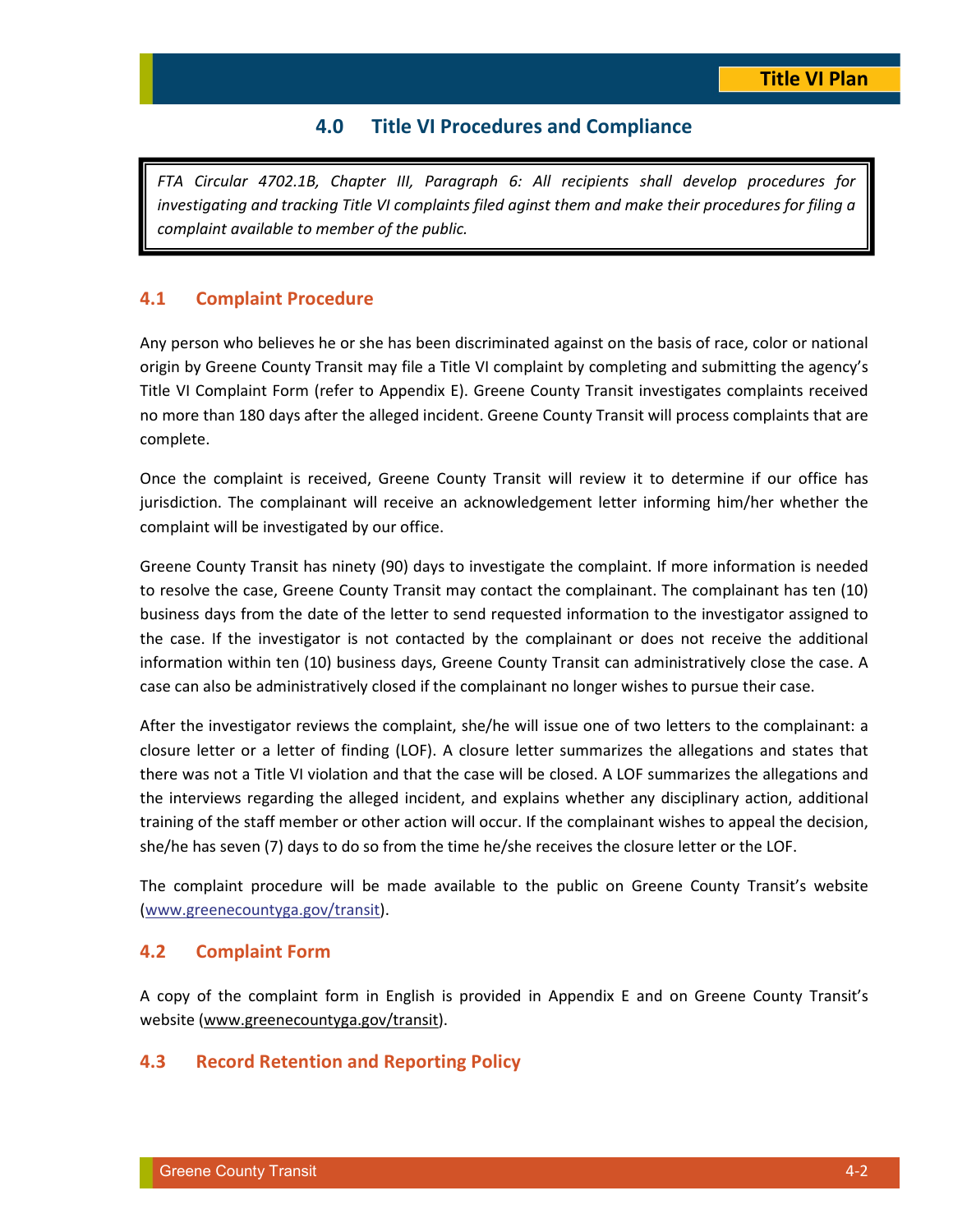## 4.0 Title VI Procedures and Compliance

> *FTA Circular 4702.1B, Chapter III, Paragraph 6: All recipients shall develop procedures for investigating and tracking Title VI complaints filed aginst them and make their procedures for filing a complaint available to member of the public.*

### 4.1 Complaint Procedure

Any person who believes he or she has been discriminated against on the basis of race, color or national origin by Greene County Transit may file a Title VI complaint by completing and submitting the agency's Title VI Complaint Form (refer to Appendix E). Greene County Transit investigates complaints received no more than 180 days after the alleged incident. Greene County Transit will process complaints that are complete.

Once the complaint is received, Greene County Transit will review it to determine if our office has jurisdiction. The complainant will receive an acknowledgement letter informing him/her whether the complaint will be investigated by our office.

Greene County Transit has ninety (90) days to investigate the complaint. If more information is needed to resolve the case, Greene County Transit may contact the complainant. The complainant has ten (10) business days from the date of the letter to send requested information to the investigator assigned to the case. If the investigator is not contacted by the complainant or does not receive the additional information within ten (10) business days, Greene County Transit can administratively close the case. A case can also be administratively closed if the complainant no longer wishes to pursue their case.

After the investigator reviews the complaint, she/he will issue one of two letters to the complainant: a closure letter or a letter of finding (LOF). A closure letter summarizes the allegations and states that there was not a Title VI violation and that the case will be closed. A LOF summarizes the allegations and the interviews regarding the alleged incident, and explains whether any disciplinary action, additional training of the staff member or other action will occur. If the complainant wishes to appeal the decision, she/he has seven (7) days to do so from the time he/she receives the closure letter or the LOF.

The complaint procedure will be made available to the public on Greene County Transit's website (www.greenecountyga.gov/transit).

### 4.2 Complaint Form

A copy of the complaint form in English is provided in Appendix E and on Greene County Transit's website (www.greenecountyga.gov/transit).

### 4.3 Record Retention and Reporting Policy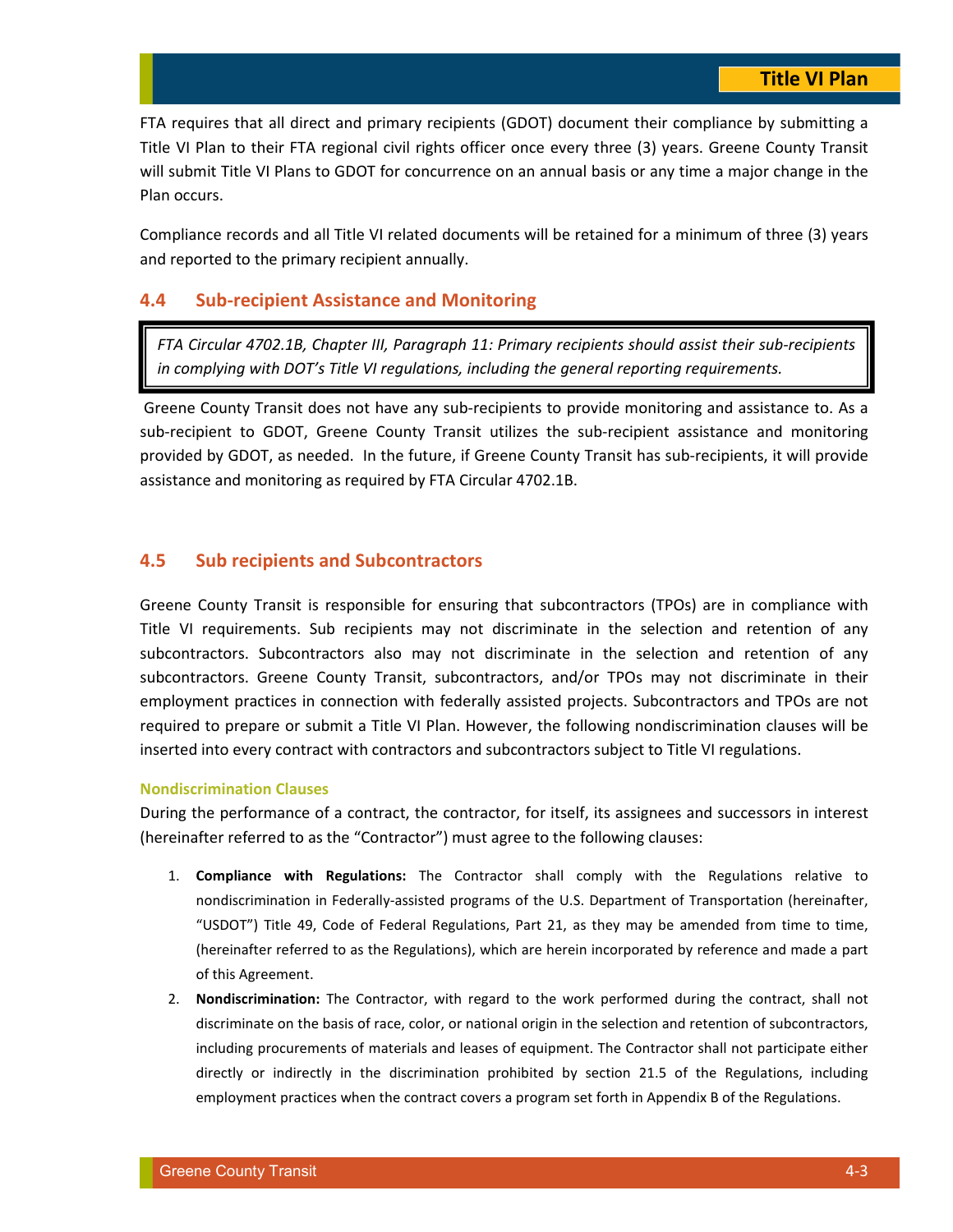FTA requires that all direct and primary recipients (GDOT) document their compliance by submitting a Title VI Plan to their FTA regional civil rights officer once every three (3) years. Greene County Transit will submit Title VI Plans to GDOT for concurrence on an annual basis or any time a major change in the Plan occurs.

Compliance records and all Title VI related documents will be retained for a minimum of three (3) years and reported to the primary recipient annually.

## 4.4 Sub-recipient Assistance and Monitoring

> *FTA Circular 4702.1B, Chapter III, Paragraph 11: Primary recipients should assist their sub-recipients in complying with DOT's Title VI regulations, including the general reporting requirements.*

Greene County Transit does not have any sub-recipients to provide monitoring and assistance to. As a sub-recipient to GDOT, Greene County Transit utilizes the sub-recipient assistance and monitoring provided by GDOT, as needed. In the future, if Greene County Transit has sub-recipients, it will provide assistance and monitoring as required by FTA Circular 4702.1B.

## 4.5 Sub recipients and Subcontractors

Greene County Transit is responsible for ensuring that subcontractors (TPOs) are in compliance with Title VI requirements. Sub recipients may not discriminate in the selection and retention of any subcontractors. Subcontractors also may not discriminate in the selection and retention of any subcontractors. Greene County Transit, subcontractors, and/or TPOs may not discriminate in their employment practices in connection with federally assisted projects. Subcontractors and TPOs are not required to prepare or submit a Title VI Plan. However, the following nondiscrimination clauses will be inserted into every contract with contractors and subcontractors subject to Title VI regulations.

#### Nondiscrimination Clauses

During the performance of a contract, the contractor, for itself, its assignees and successors in interest (hereinafter referred to as the "Contractor") must agree to the following clauses:

1. **Compliance with Regulations:** The Contractor shall comply with the Regulations relative to nondiscrimination in Federally-assisted programs of the U.S. Department of Transportation (hereinafter, "USDOT") Title 49, Code of Federal Regulations, Part 21, as they may be amended from time to time, (hereinafter referred to as the Regulations), which are herein incorporated by reference and made a part of this Agreement.
2. **Nondiscrimination:** The Contractor, with regard to the work performed during the contract, shall not discriminate on the basis of race, color, or national origin in the selection and retention of subcontractors, including procurements of materials and leases of equipment. The Contractor shall not participate either directly or indirectly in the discrimination prohibited by section 21.5 of the Regulations, including employment practices when the contract covers a program set forth in Appendix B of the Regulations.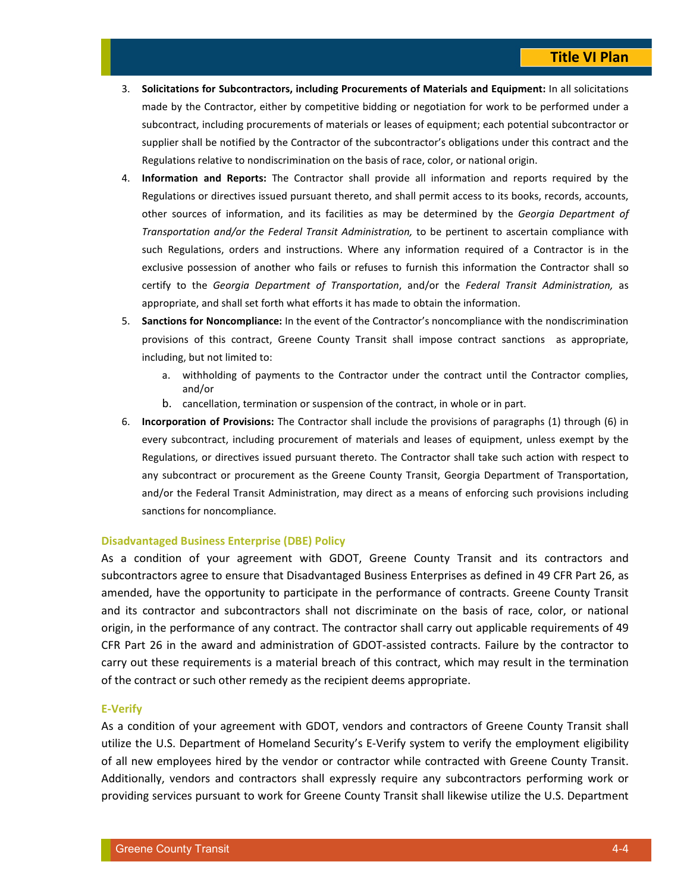3. **Solicitations for Subcontractors, including Procurements of Materials and Equipment:** In all solicitations made by the Contractor, either by competitive bidding or negotiation for work to be performed under a subcontract, including procurements of materials or leases of equipment; each potential subcontractor or supplier shall be notified by the Contractor of the subcontractor's obligations under this contract and the Regulations relative to nondiscrimination on the basis of race, color, or national origin.
4. **Information and Reports:** The Contractor shall provide all information and reports required by the Regulations or directives issued pursuant thereto, and shall permit access to its books, records, accounts, other sources of information, and its facilities as may be determined by the *Georgia Department of Transportation and/or the Federal Transit Administration,* to be pertinent to ascertain compliance with such Regulations, orders and instructions. Where any information required of a Contractor is in the exclusive possession of another who fails or refuses to furnish this information the Contractor shall so certify to the *Georgia Department of Transportation*, and/or the *Federal Transit Administration,* as appropriate, and shall set forth what efforts it has made to obtain the information.
5. **Sanctions for Noncompliance:** In the event of the Contractor's noncompliance with the nondiscrimination provisions of this contract, Greene County Transit shall impose contract sanctions as appropriate, including, but not limited to:
   a. withholding of payments to the Contractor under the contract until the Contractor complies, and/or
   b. cancellation, termination or suspension of the contract, in whole or in part.
6. **Incorporation of Provisions:** The Contractor shall include the provisions of paragraphs (1) through (6) in every subcontract, including procurement of materials and leases of equipment, unless exempt by the Regulations, or directives issued pursuant thereto. The Contractor shall take such action with respect to any subcontract or procurement as the Greene County Transit, Georgia Department of Transportation, and/or the Federal Transit Administration, may direct as a means of enforcing such provisions including sanctions for noncompliance.

### Disadvantaged Business Enterprise (DBE) Policy

As a condition of your agreement with GDOT, Greene County Transit and its contractors and subcontractors agree to ensure that Disadvantaged Business Enterprises as defined in 49 CFR Part 26, as amended, have the opportunity to participate in the performance of contracts. Greene County Transit and its contractor and subcontractors shall not discriminate on the basis of race, color, or national origin, in the performance of any contract. The contractor shall carry out applicable requirements of 49 CFR Part 26 in the award and administration of GDOT-assisted contracts. Failure by the contractor to carry out these requirements is a material breach of this contract, which may result in the termination of the contract or such other remedy as the recipient deems appropriate.

### E-Verify

As a condition of your agreement with GDOT, vendors and contractors of Greene County Transit shall utilize the U.S. Department of Homeland Security's E-Verify system to verify the employment eligibility of all new employees hired by the vendor or contractor while contracted with Greene County Transit. Additionally, vendors and contractors shall expressly require any subcontractors performing work or providing services pursuant to work for Greene County Transit shall likewise utilize the U.S. Department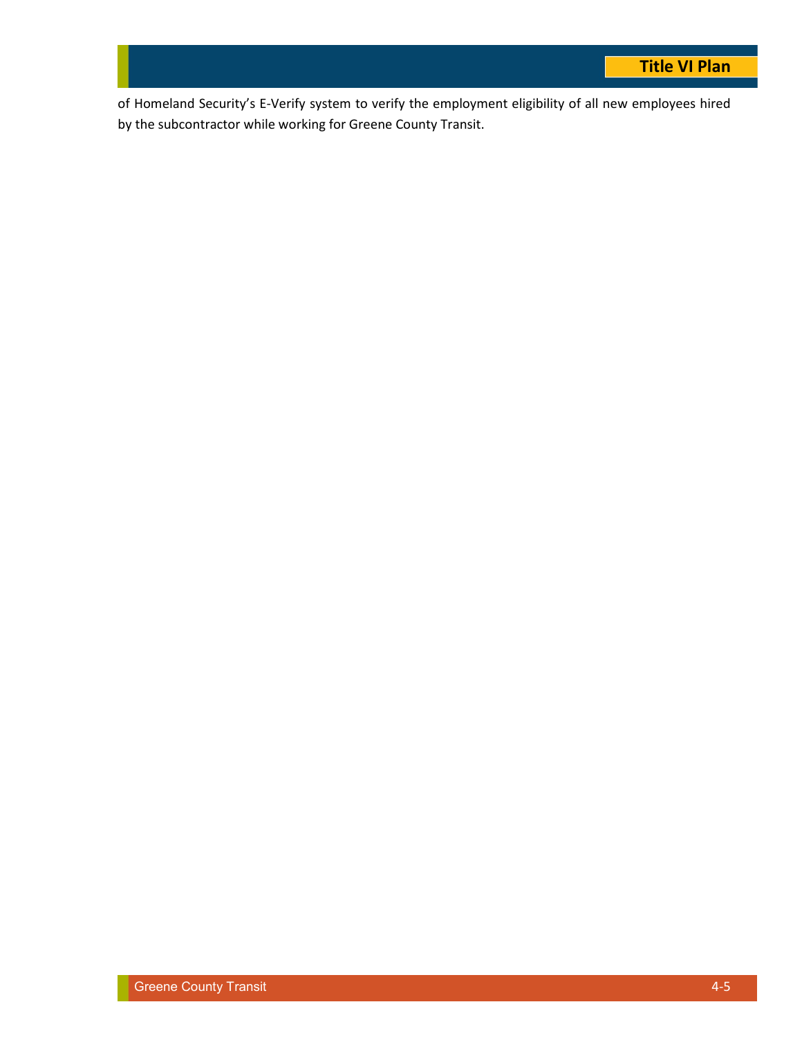of Homeland Security's E-Verify system to verify the employment eligibility of all new employees hired by the subcontractor while working for Greene County Transit.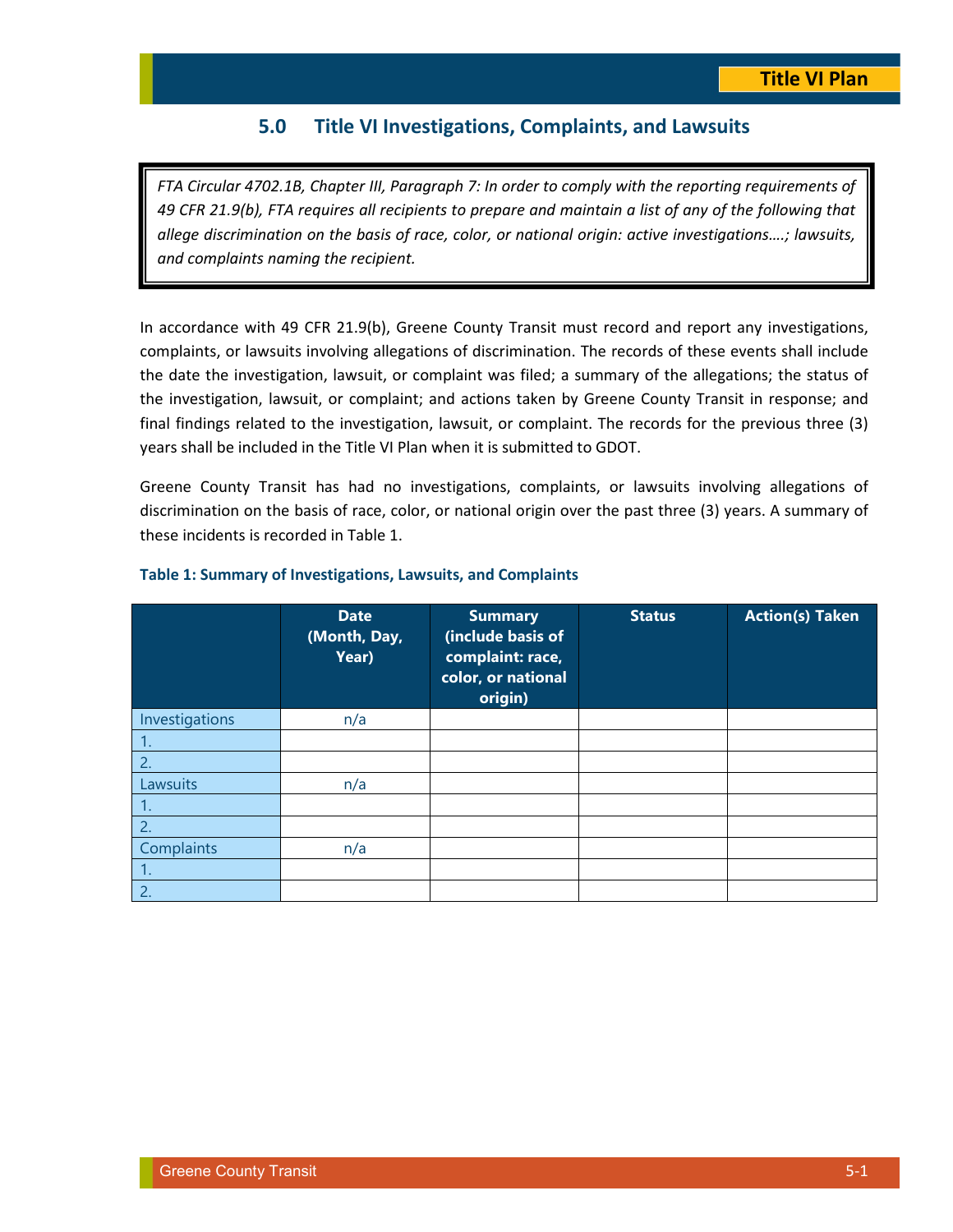## 5.0 Title VI Investigations, Complaints, and Lawsuits

> *FTA Circular 4702.1B, Chapter III, Paragraph 7: In order to comply with the reporting requirements of 49 CFR 21.9(b), FTA requires all recipients to prepare and maintain a list of any of the following that allege discrimination on the basis of race, color, or national origin: active investigations….; lawsuits, and complaints naming the recipient.*

In accordance with 49 CFR 21.9(b), Greene County Transit must record and report any investigations, complaints, or lawsuits involving allegations of discrimination. The records of these events shall include the date the investigation, lawsuit, or complaint was filed; a summary of the allegations; the status of the investigation, lawsuit, or complaint; and actions taken by Greene County Transit in response; and final findings related to the investigation, lawsuit, or complaint. The records for the previous three (3) years shall be included in the Title VI Plan when it is submitted to GDOT.

Greene County Transit has had no investigations, complaints, or lawsuits involving allegations of discrimination on the basis of race, color, or national origin over the past three (3) years. A summary of these incidents is recorded in Table 1.

**Table 1: Summary of Investigations, Lawsuits, and Complaints**

| | Date (Month, Day, Year) | Summary (include basis of complaint: race, color, or national origin) | Status | Action(s) Taken |
|---|---|---|---|---|
| Investigations | n/a | | | |
| 1. | | | | |
| 2. | | | | |
| Lawsuits | n/a | | | |
| 1. | | | | |
| 2. | | | | |
| Complaints | n/a | | | |
| 1. | | | | |
| 2. | | | | |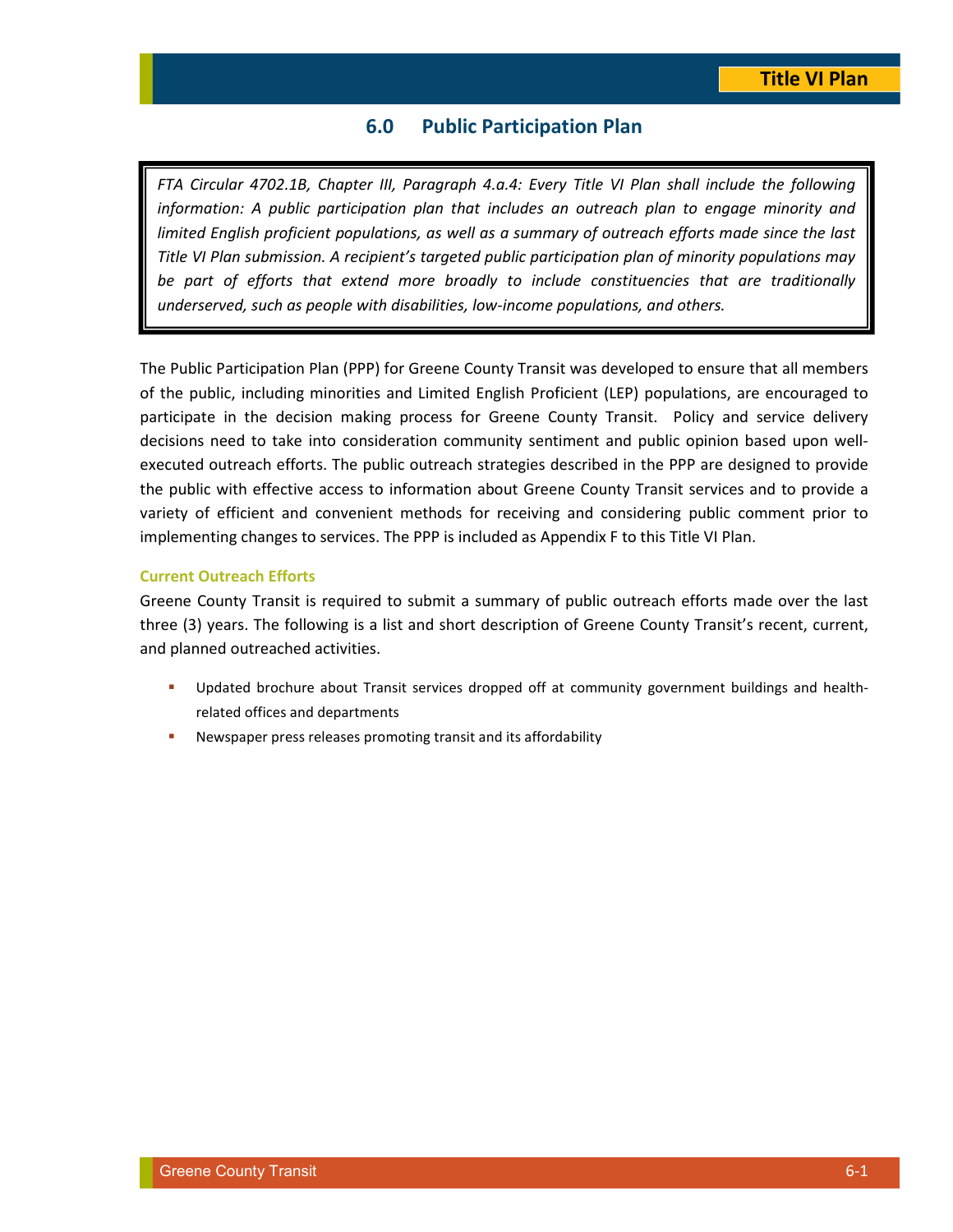## 6.0 Public Participation Plan

> *FTA Circular 4702.1B, Chapter III, Paragraph 4.a.4: Every Title VI Plan shall include the following information: A public participation plan that includes an outreach plan to engage minority and limited English proficient populations, as well as a summary of outreach efforts made since the last Title VI Plan submission. A recipient's targeted public participation plan of minority populations may be part of efforts that extend more broadly to include constituencies that are traditionally underserved, such as people with disabilities, low-income populations, and others.*

The Public Participation Plan (PPP) for Greene County Transit was developed to ensure that all members of the public, including minorities and Limited English Proficient (LEP) populations, are encouraged to participate in the decision making process for Greene County Transit. Policy and service delivery decisions need to take into consideration community sentiment and public opinion based upon well-executed outreach efforts. The public outreach strategies described in the PPP are designed to provide the public with effective access to information about Greene County Transit services and to provide a variety of efficient and convenient methods for receiving and considering public comment prior to implementing changes to services. The PPP is included as Appendix F to this Title VI Plan.

### Current Outreach Efforts

Greene County Transit is required to submit a summary of public outreach efforts made over the last three (3) years. The following is a list and short description of Greene County Transit's recent, current, and planned outreached activities.

- Updated brochure about Transit services dropped off at community government buildings and health-related offices and departments
- Newspaper press releases promoting transit and its affordability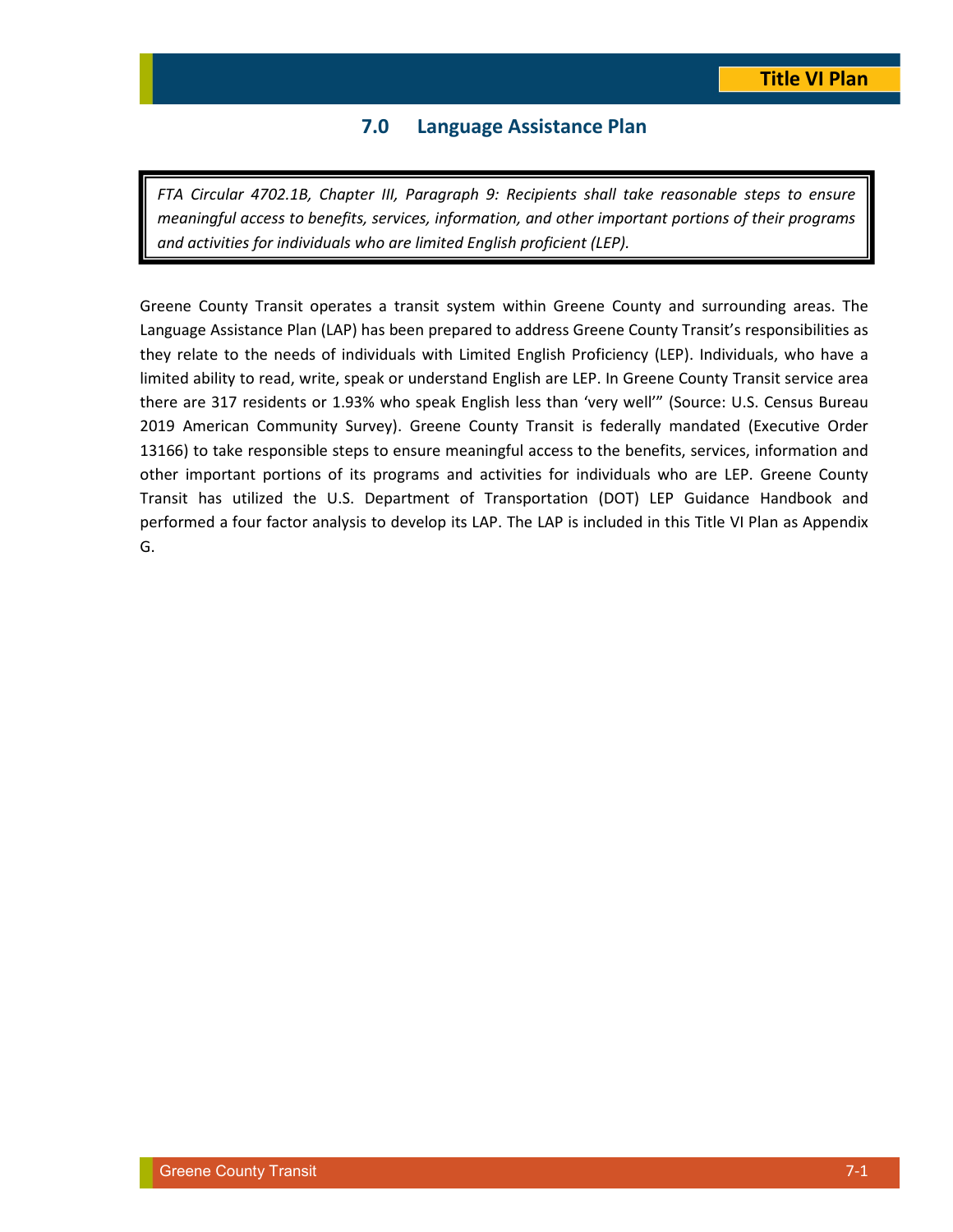## 7.0 Language Assistance Plan

> *FTA Circular 4702.1B, Chapter III, Paragraph 9: Recipients shall take reasonable steps to ensure meaningful access to benefits, services, information, and other important portions of their programs and activities for individuals who are limited English proficient (LEP).*

Greene County Transit operates a transit system within Greene County and surrounding areas. The Language Assistance Plan (LAP) has been prepared to address Greene County Transit's responsibilities as they relate to the needs of individuals with Limited English Proficiency (LEP). Individuals, who have a limited ability to read, write, speak or understand English are LEP. In Greene County Transit service area there are 317 residents or 1.93% who speak English less than 'very well'" (Source: U.S. Census Bureau 2019 American Community Survey). Greene County Transit is federally mandated (Executive Order 13166) to take responsible steps to ensure meaningful access to the benefits, services, information and other important portions of its programs and activities for individuals who are LEP. Greene County Transit has utilized the U.S. Department of Transportation (DOT) LEP Guidance Handbook and performed a four factor analysis to develop its LAP. The LAP is included in this Title VI Plan as Appendix G.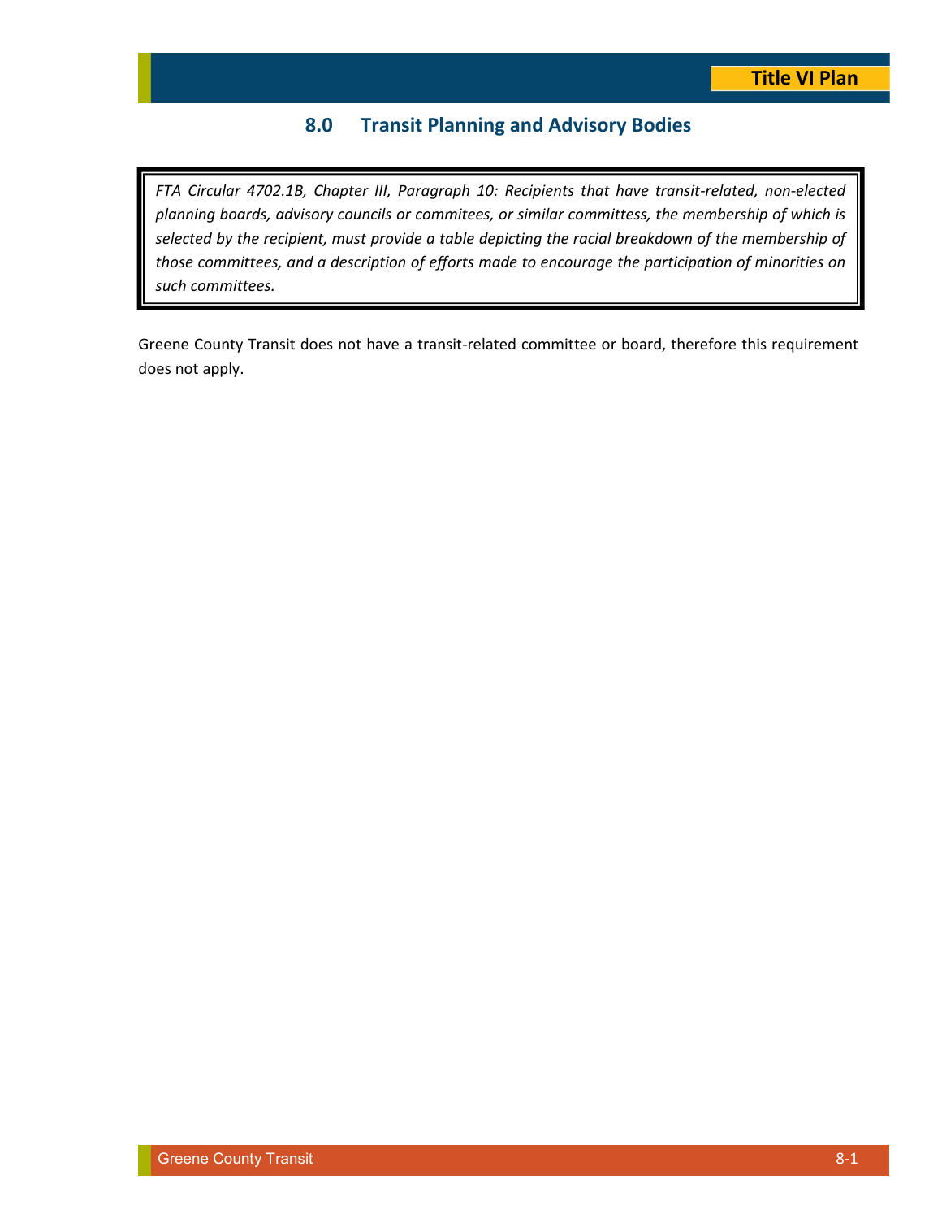## 8.0 Transit Planning and Advisory Bodies

> *FTA Circular 4702.1B, Chapter III, Paragraph 10: Recipients that have transit-related, non-elected planning boards, advisory councils or commitees, or similar committess, the membership of which is selected by the recipient, must provide a table depicting the racial breakdown of the membership of those committees, and a description of efforts made to encourage the participation of minorities on such committees.*

Greene County Transit does not have a transit-related committee or board, therefore this requirement does not apply.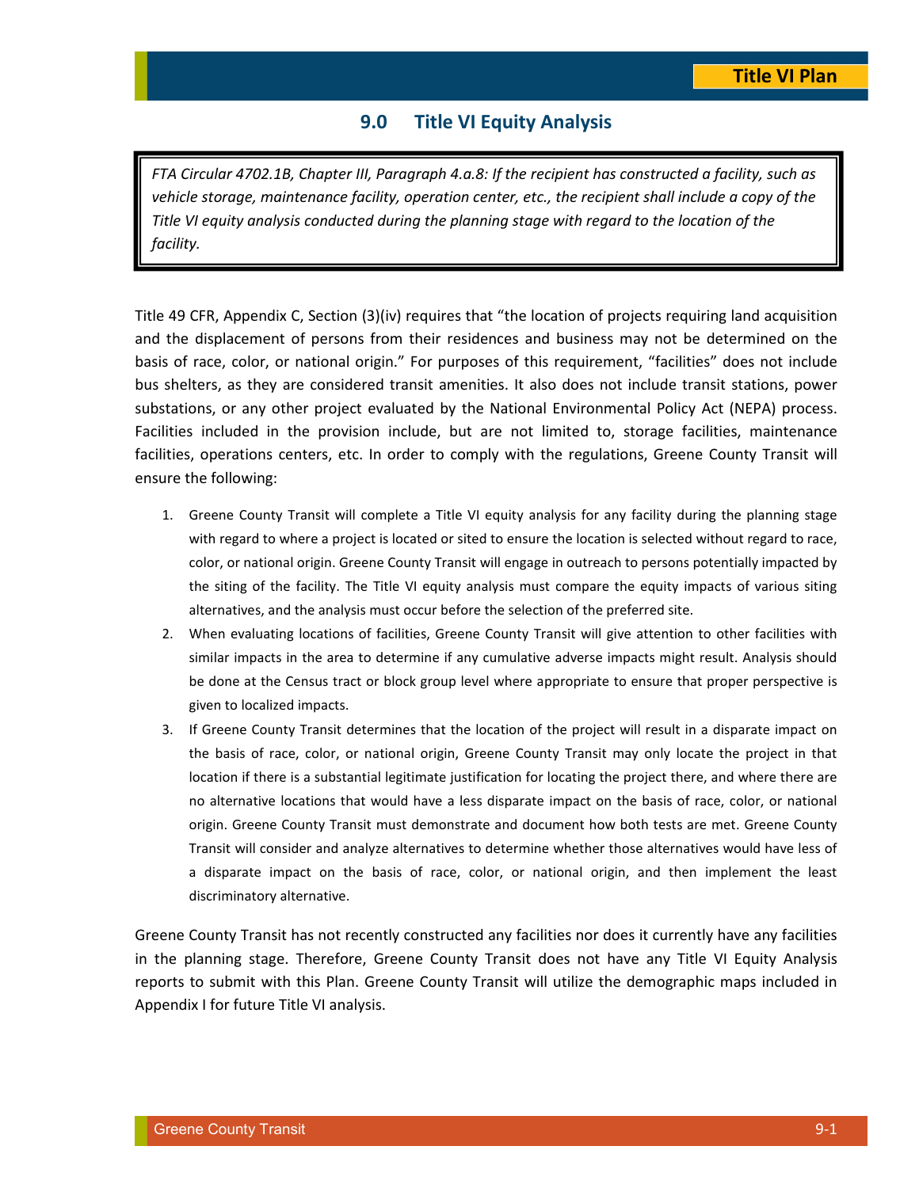## 9.0 Title VI Equity Analysis

> *FTA Circular 4702.1B, Chapter III, Paragraph 4.a.8: If the recipient has constructed a facility, such as vehicle storage, maintenance facility, operation center, etc., the recipient shall include a copy of the Title VI equity analysis conducted during the planning stage with regard to the location of the facility.*

Title 49 CFR, Appendix C, Section (3)(iv) requires that "the location of projects requiring land acquisition and the displacement of persons from their residences and business may not be determined on the basis of race, color, or national origin." For purposes of this requirement, "facilities" does not include bus shelters, as they are considered transit amenities. It also does not include transit stations, power substations, or any other project evaluated by the National Environmental Policy Act (NEPA) process. Facilities included in the provision include, but are not limited to, storage facilities, maintenance facilities, operations centers, etc. In order to comply with the regulations, Greene County Transit will ensure the following:

1. Greene County Transit will complete a Title VI equity analysis for any facility during the planning stage with regard to where a project is located or sited to ensure the location is selected without regard to race, color, or national origin. Greene County Transit will engage in outreach to persons potentially impacted by the siting of the facility. The Title VI equity analysis must compare the equity impacts of various siting alternatives, and the analysis must occur before the selection of the preferred site.
2. When evaluating locations of facilities, Greene County Transit will give attention to other facilities with similar impacts in the area to determine if any cumulative adverse impacts might result. Analysis should be done at the Census tract or block group level where appropriate to ensure that proper perspective is given to localized impacts.
3. If Greene County Transit determines that the location of the project will result in a disparate impact on the basis of race, color, or national origin, Greene County Transit may only locate the project in that location if there is a substantial legitimate justification for locating the project there, and where there are no alternative locations that would have a less disparate impact on the basis of race, color, or national origin. Greene County Transit must demonstrate and document how both tests are met. Greene County Transit will consider and analyze alternatives to determine whether those alternatives would have less of a disparate impact on the basis of race, color, or national origin, and then implement the least discriminatory alternative.

Greene County Transit has not recently constructed any facilities nor does it currently have any facilities in the planning stage. Therefore, Greene County Transit does not have any Title VI Equity Analysis reports to submit with this Plan. Greene County Transit will utilize the demographic maps included in Appendix I for future Title VI analysis.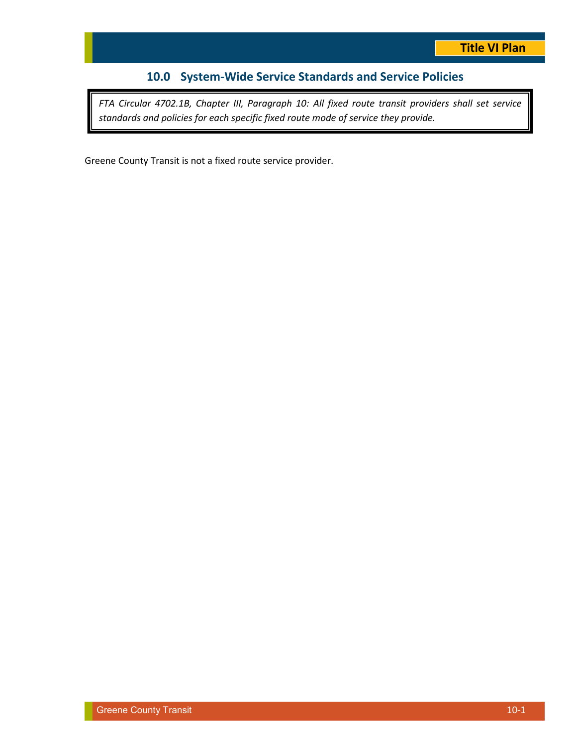## 10.0 System-Wide Service Standards and Service Policies

> *FTA Circular 4702.1B, Chapter III, Paragraph 10: All fixed route transit providers shall set service standards and policies for each specific fixed route mode of service they provide.*

Greene County Transit is not a fixed route service provider.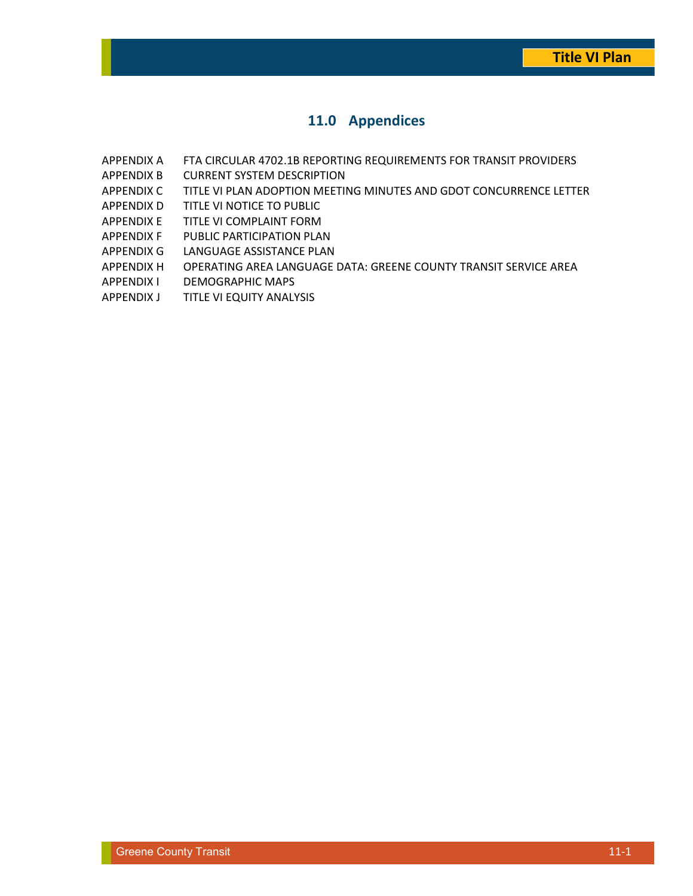# 11.0 Appendices

APPENDIX A FTA CIRCULAR 4702.1B REPORTING REQUIREMENTS FOR TRANSIT PROVIDERS
APPENDIX B CURRENT SYSTEM DESCRIPTION
APPENDIX C TITLE VI PLAN ADOPTION MEETING MINUTES AND GDOT CONCURRENCE LETTER
APPENDIX D TITLE VI NOTICE TO PUBLIC
APPENDIX E TITLE VI COMPLAINT FORM
APPENDIX F PUBLIC PARTICIPATION PLAN
APPENDIX G LANGUAGE ASSISTANCE PLAN
APPENDIX H OPERATING AREA LANGUAGE DATA: GREENE COUNTY TRANSIT SERVICE AREA
APPENDIX I DEMOGRAPHIC MAPS
APPENDIX J TITLE VI EQUITY ANALYSIS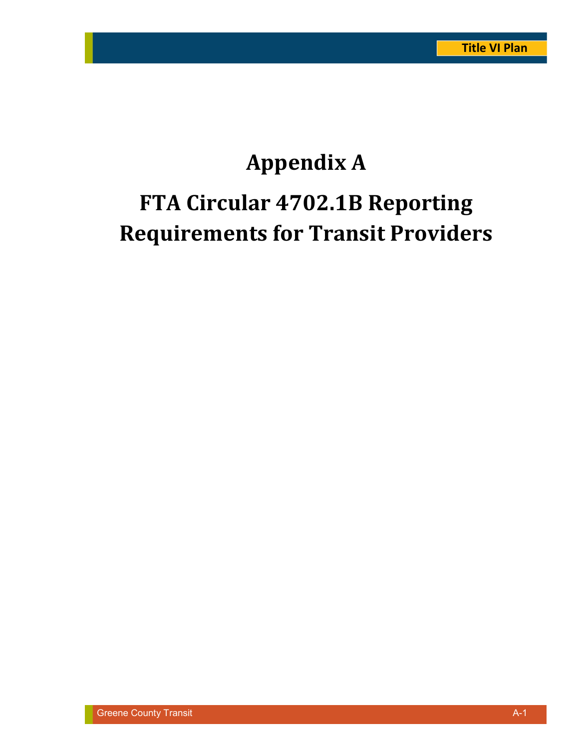# Appendix A

# FTA Circular 4702.1B Reporting Requirements for Transit Providers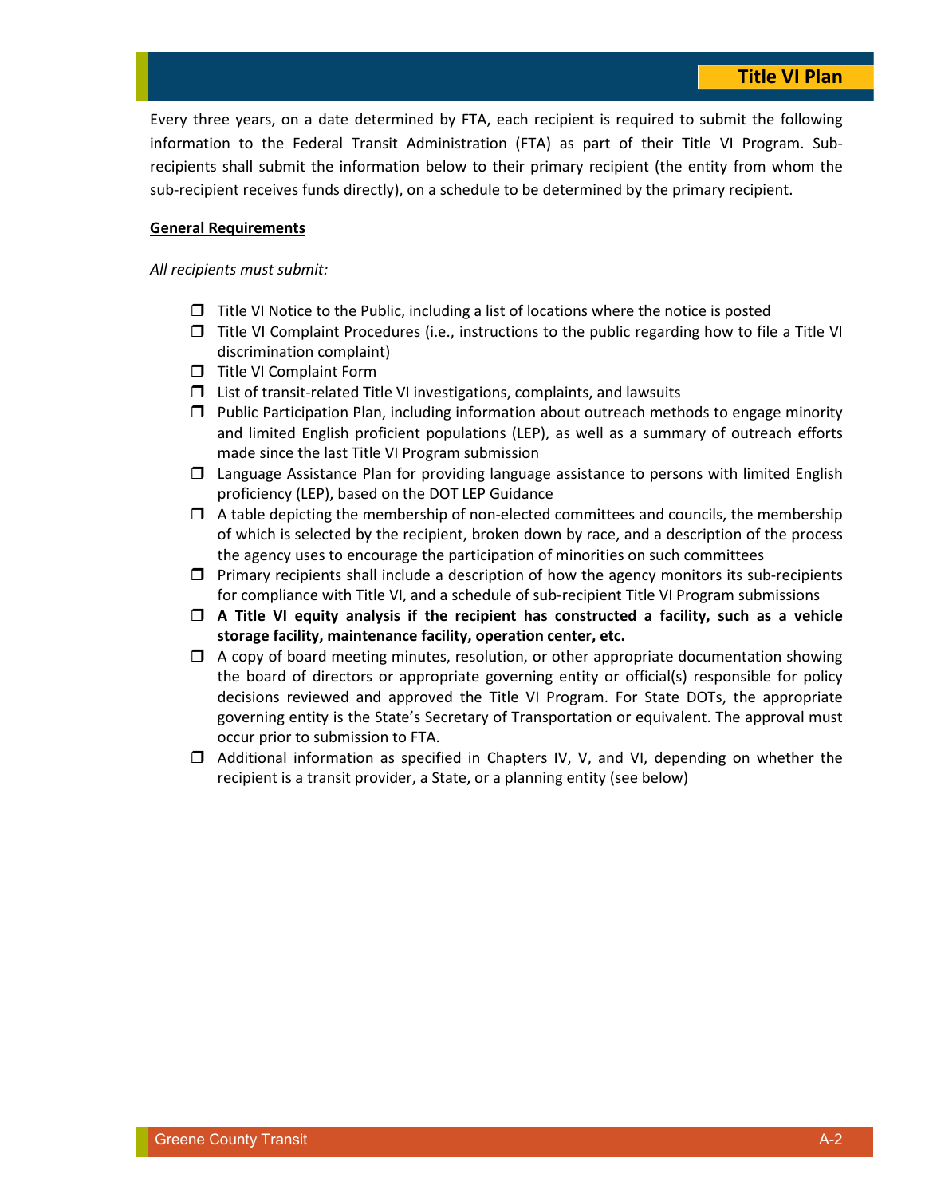Every three years, on a date determined by FTA, each recipient is required to submit the following information to the Federal Transit Administration (FTA) as part of their Title VI Program. Sub-recipients shall submit the information below to their primary recipient (the entity from whom the sub-recipient receives funds directly), on a schedule to be determined by the primary recipient.

**General Requirements**

*All recipients must submit:*

- ❒ Title VI Notice to the Public, including a list of locations where the notice is posted
- ❒ Title VI Complaint Procedures (i.e., instructions to the public regarding how to file a Title VI discrimination complaint)
- ❒ Title VI Complaint Form
- ❒ List of transit-related Title VI investigations, complaints, and lawsuits
- ❒ Public Participation Plan, including information about outreach methods to engage minority and limited English proficient populations (LEP), as well as a summary of outreach efforts made since the last Title VI Program submission
- ❒ Language Assistance Plan for providing language assistance to persons with limited English proficiency (LEP), based on the DOT LEP Guidance
- ❒ A table depicting the membership of non-elected committees and councils, the membership of which is selected by the recipient, broken down by race, and a description of the process the agency uses to encourage the participation of minorities on such committees
- ❒ Primary recipients shall include a description of how the agency monitors its sub-recipients for compliance with Title VI, and a schedule of sub-recipient Title VI Program submissions
- ❒ **A Title VI equity analysis if the recipient has constructed a facility, such as a vehicle storage facility, maintenance facility, operation center, etc.**
- ❒ A copy of board meeting minutes, resolution, or other appropriate documentation showing the board of directors or appropriate governing entity or official(s) responsible for policy decisions reviewed and approved the Title VI Program. For State DOTs, the appropriate governing entity is the State's Secretary of Transportation or equivalent. The approval must occur prior to submission to FTA.
- ❒ Additional information as specified in Chapters IV, V, and VI, depending on whether the recipient is a transit provider, a State, or a planning entity (see below)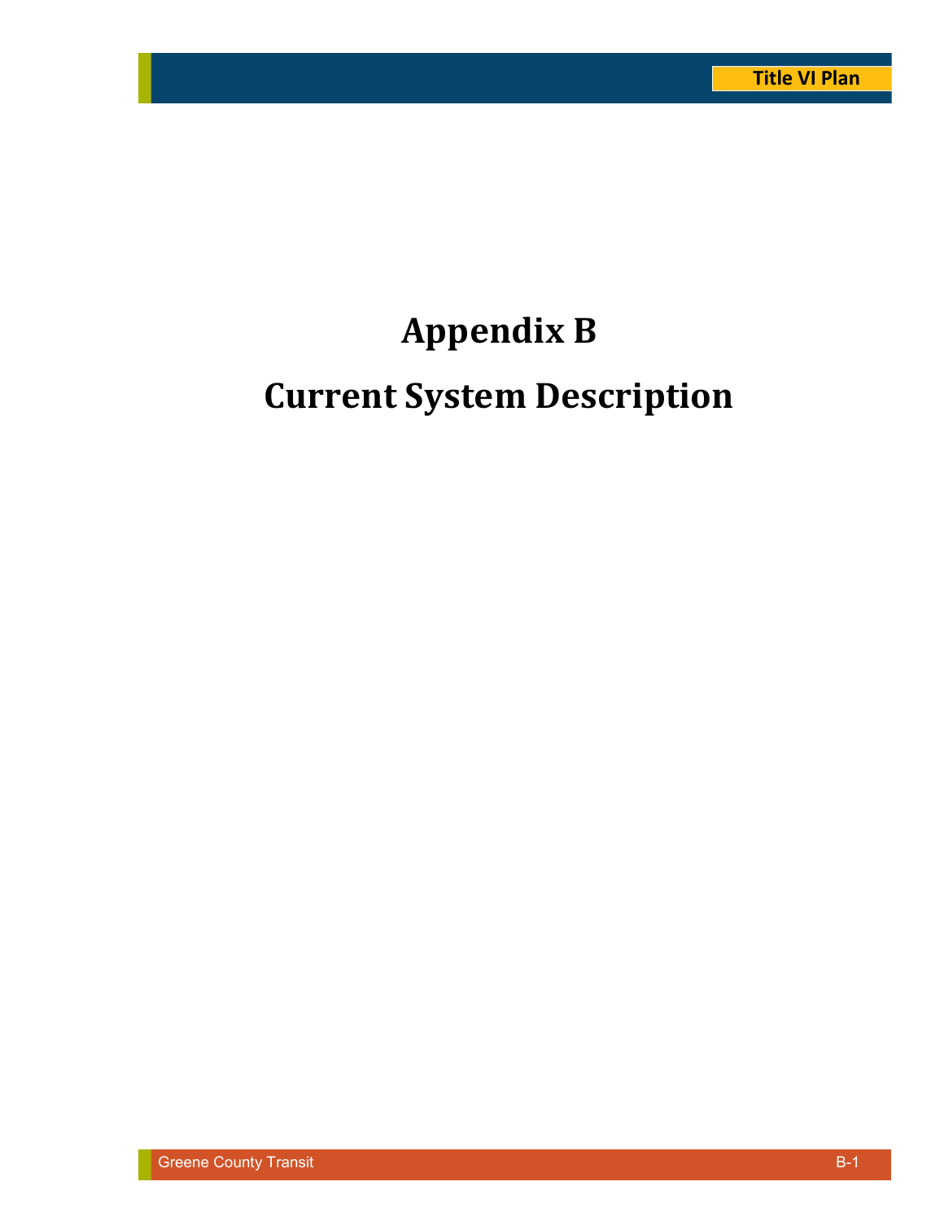# Appendix B

# Current System Description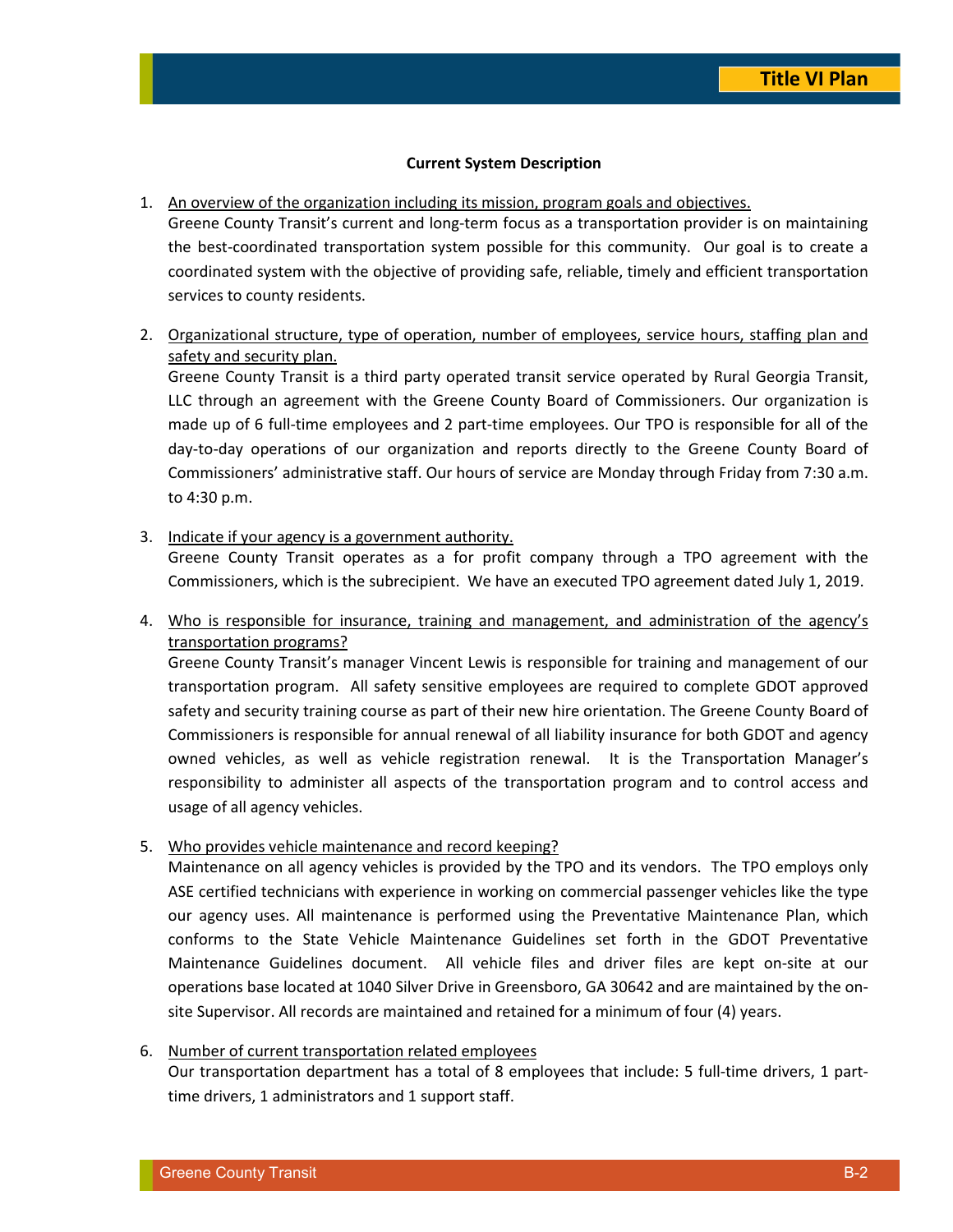**Current System Description**

1. <u>An overview of the organization including its mission, program goals and objectives.</u>
   Greene County Transit's current and long-term focus as a transportation provider is on maintaining the best-coordinated transportation system possible for this community. Our goal is to create a coordinated system with the objective of providing safe, reliable, timely and efficient transportation services to county residents.

2. <u>Organizational structure, type of operation, number of employees, service hours, staffing plan and safety and security plan.</u>
   Greene County Transit is a third party operated transit service operated by Rural Georgia Transit, LLC through an agreement with the Greene County Board of Commissioners. Our organization is made up of 6 full-time employees and 2 part-time employees. Our TPO is responsible for all of the day-to-day operations of our organization and reports directly to the Greene County Board of Commissioners' administrative staff. Our hours of service are Monday through Friday from 7:30 a.m. to 4:30 p.m.

3. <u>Indicate if your agency is a government authority.</u>
   Greene County Transit operates as a for profit company through a TPO agreement with the Commissioners, which is the subrecipient. We have an executed TPO agreement dated July 1, 2019.

4. <u>Who is responsible for insurance, training and management, and administration of the agency's transportation programs?</u>
   Greene County Transit's manager Vincent Lewis is responsible for training and management of our transportation program. All safety sensitive employees are required to complete GDOT approved safety and security training course as part of their new hire orientation. The Greene County Board of Commissioners is responsible for annual renewal of all liability insurance for both GDOT and agency owned vehicles, as well as vehicle registration renewal. It is the Transportation Manager's responsibility to administer all aspects of the transportation program and to control access and usage of all agency vehicles.

5. <u>Who provides vehicle maintenance and record keeping?</u>
   Maintenance on all agency vehicles is provided by the TPO and its vendors. The TPO employs only ASE certified technicians with experience in working on commercial passenger vehicles like the type our agency uses. All maintenance is performed using the Preventative Maintenance Plan, which conforms to the State Vehicle Maintenance Guidelines set forth in the GDOT Preventative Maintenance Guidelines document. All vehicle files and driver files are kept on-site at our operations base located at 1040 Silver Drive in Greensboro, GA 30642 and are maintained by the on-site Supervisor. All records are maintained and retained for a minimum of four (4) years.

6. <u>Number of current transportation related employees</u>
   Our transportation department has a total of 8 employees that include: 5 full-time drivers, 1 part-time drivers, 1 administrators and 1 support staff.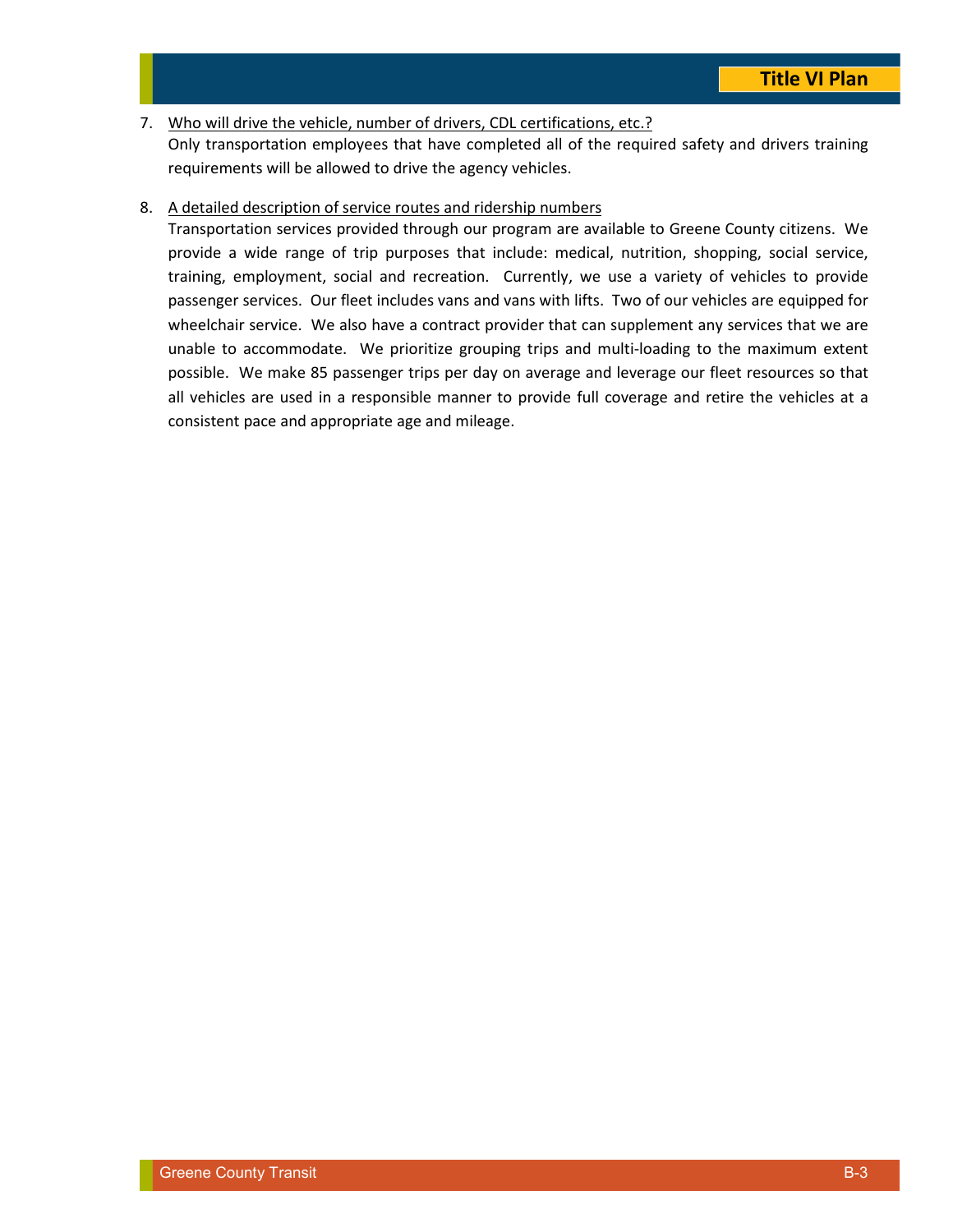7. <u>Who will drive the vehicle, number of drivers, CDL certifications, etc.?</u>
   Only transportation employees that have completed all of the required safety and drivers training requirements will be allowed to drive the agency vehicles.

8. <u>A detailed description of service routes and ridership numbers</u>
   Transportation services provided through our program are available to Greene County citizens. We provide a wide range of trip purposes that include: medical, nutrition, shopping, social service, training, employment, social and recreation. Currently, we use a variety of vehicles to provide passenger services. Our fleet includes vans and vans with lifts. Two of our vehicles are equipped for wheelchair service. We also have a contract provider that can supplement any services that we are unable to accommodate. We prioritize grouping trips and multi-loading to the maximum extent possible. We make 85 passenger trips per day on average and leverage our fleet resources so that all vehicles are used in a responsible manner to provide full coverage and retire the vehicles at a consistent pace and appropriate age and mileage.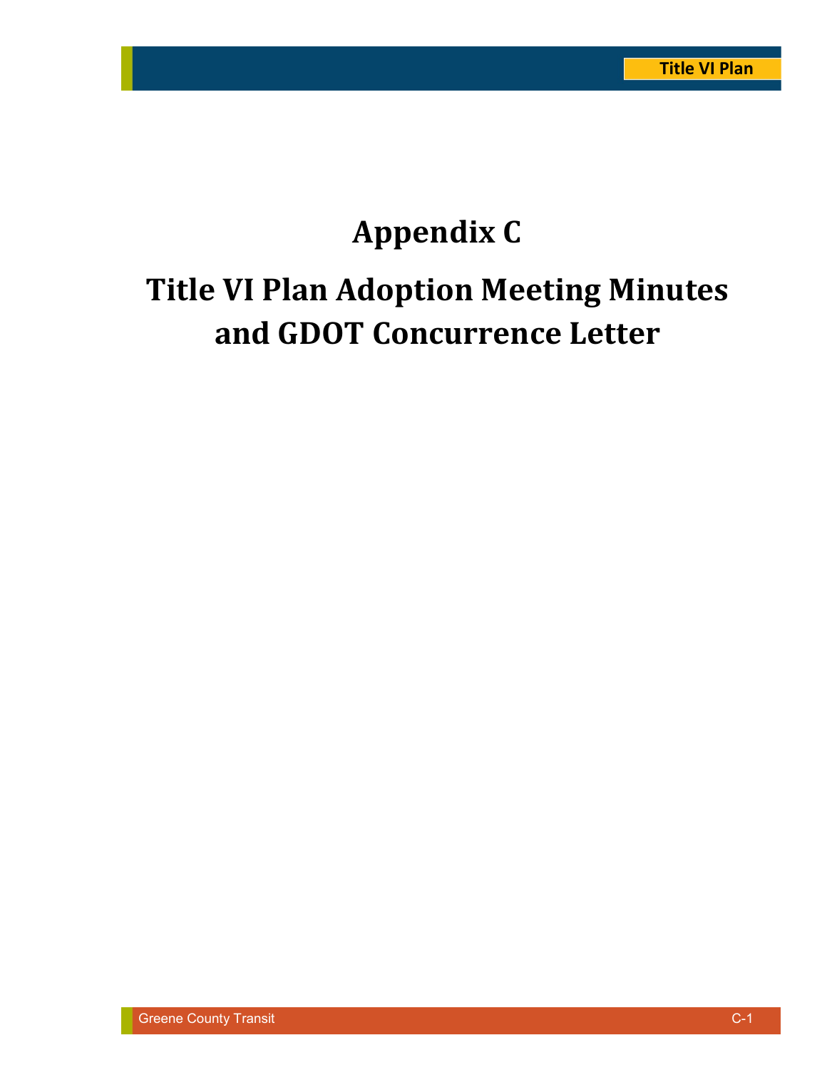# Appendix C

# Title VI Plan Adoption Meeting Minutes and GDOT Concurrence Letter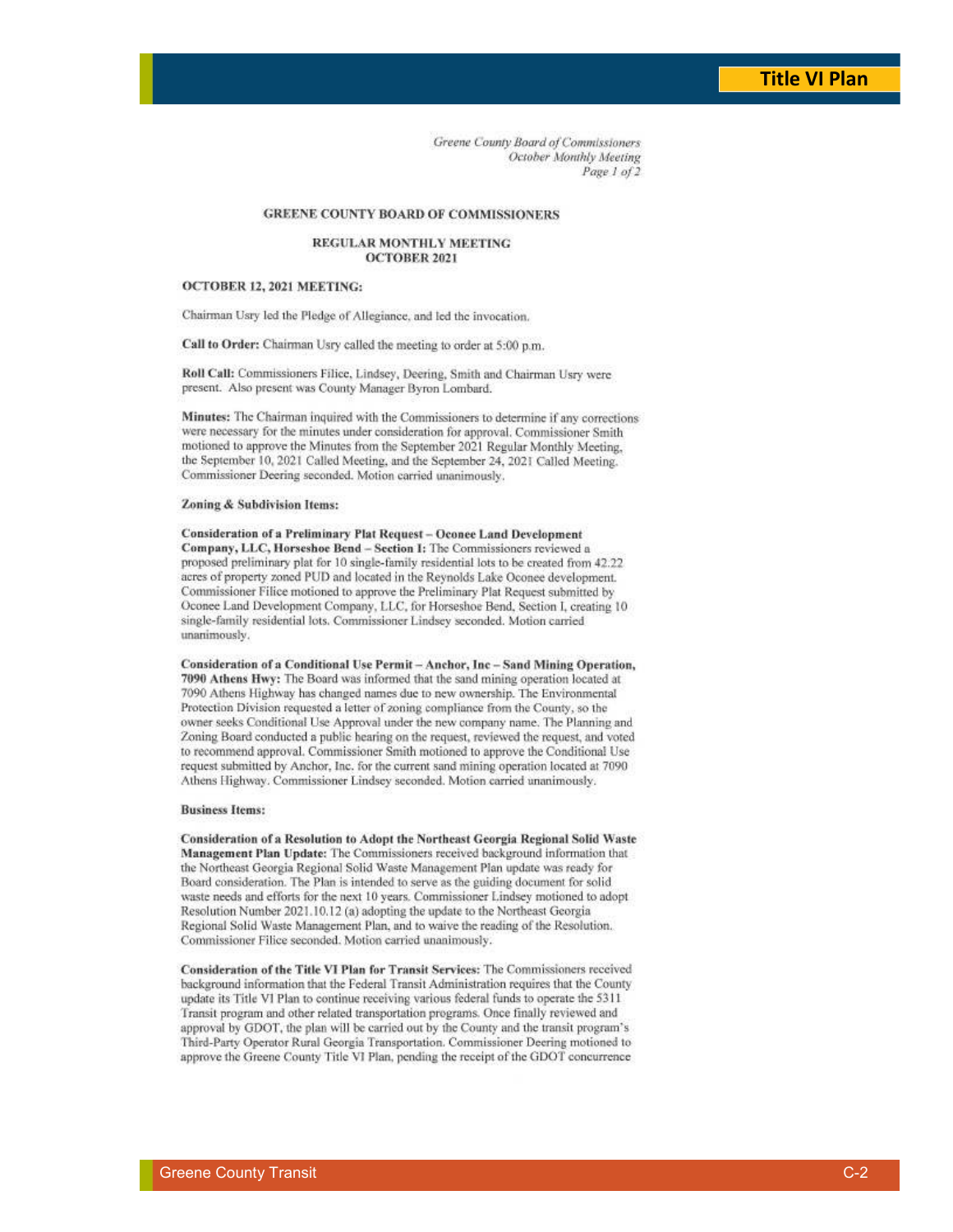*Greene County Board of Commissioners*
*October Monthly Meeting*
*Page 1 of 2*

## GREENE COUNTY BOARD OF COMMISSIONERS

### REGULAR MONTHLY MEETING
### OCTOBER 2021

**OCTOBER 12, 2021 MEETING:**

Chairman Usry led the Pledge of Allegiance, and led the invocation.

**Call to Order:** Chairman Usry called the meeting to order at 5:00 p.m.

**Roll Call:** Commissioners Filice, Lindsey, Deering, Smith and Chairman Usry were present. Also present was County Manager Byron Lombard.

**Minutes:** The Chairman inquired with the Commissioners to determine if any corrections were necessary for the minutes under consideration for approval. Commissioner Smith motioned to approve the Minutes from the September 2021 Regular Monthly Meeting, the September 10, 2021 Called Meeting, and the September 24, 2021 Called Meeting. Commissioner Deering seconded. Motion carried unanimously.

**Zoning & Subdivision Items:**

**Consideration of a Preliminary Plat Request – Oconee Land Development Company, LLC, Horseshoe Bend – Section I:** The Commissioners reviewed a proposed preliminary plat for 10 single-family residential lots to be created from 42.22 acres of property zoned PUD and located in the Reynolds Lake Oconee development. Commissioner Filice motioned to approve the Preliminary Plat Request submitted by Oconee Land Development Company, LLC, for Horseshoe Bend, Section I, creating 10 single-family residential lots. Commissioner Lindsey seconded. Motion carried unanimously.

**Consideration of a Conditional Use Permit – Anchor, Inc – Sand Mining Operation, 7090 Athens Hwy:** The Board was informed that the sand mining operation located at 7090 Athens Highway has changed names due to new ownership. The Environmental Protection Division requested a letter of zoning compliance from the County, so the owner seeks Conditional Use Approval under the new company name. The Planning and Zoning Board conducted a public hearing on the request, reviewed the request, and voted to recommend approval. Commissioner Smith motioned to approve the Conditional Use request submitted by Anchor, Inc. for the current sand mining operation located at 7090 Athens Highway. Commissioner Lindsey seconded. Motion carried unanimously.

**Business Items:**

**Consideration of a Resolution to Adopt the Northeast Georgia Regional Solid Waste Management Plan Update:** The Commissioners received background information that the Northeast Georgia Regional Solid Waste Management Plan update was ready for Board consideration. The Plan is intended to serve as the guiding document for solid waste needs and efforts for the next 10 years. Commissioner Lindsey motioned to adopt Resolution Number 2021.10.12 (a) adopting the update to the Northeast Georgia Regional Solid Waste Management Plan, and to waive the reading of the Resolution. Commissioner Filice seconded. Motion carried unanimously.

**Consideration of the Title VI Plan for Transit Services:** The Commissioners received background information that the Federal Transit Administration requires that the County update its Title VI Plan to continue receiving various federal funds to operate the 5311 Transit program and other related transportation programs. Once finally reviewed and approval by GDOT, the plan will be carried out by the County and the transit program's Third-Party Operator Rural Georgia Transportation. Commissioner Deering motioned to approve the Greene County Title VI Plan, pending the receipt of the GDOT concurrence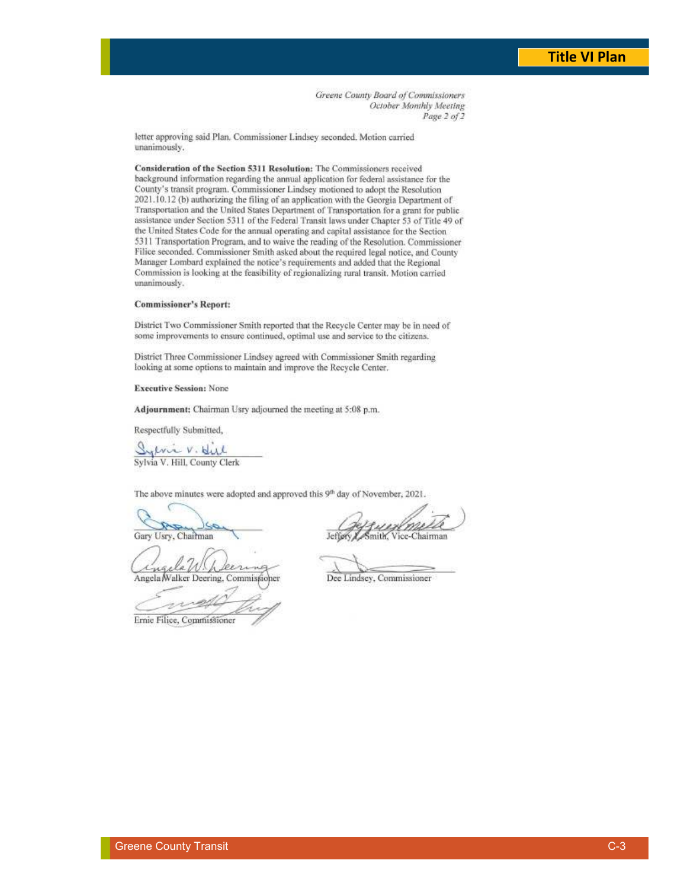*Greene County Board of Commissioners*
*October Monthly Meeting*

letter approving said Plan. Commissioner Lindsey seconded. Motion carried unanimously.

**Consideration of the Section 5311 Resolution:** The Commissioners received background information regarding the annual application for federal assistance for the County's transit program. Commissioner Lindsey motioned to adopt the Resolution 2021.10.12 (b) authorizing the filing of an application with the Georgia Department of Transportation and the United States Department of Transportation for a grant for public assistance under Section 5311 of the Federal Transit laws under Chapter 53 of Title 49 of the United States Code for the annual operating and capital assistance for the Section 5311 Transportation Program, and to waive the reading of the Resolution. Commissioner Filice seconded. Commissioner Smith asked about the required legal notice, and County Manager Lombard explained the notice's requirements and added that the Regional Commission is looking at the feasibility of regionalizing rural transit. Motion carried unanimously.

**Commissioner's Report:**

District Two Commissioner Smith reported that the Recycle Center may be in need of some improvements to ensure continued, optimal use and service to the citizens.

District Three Commissioner Lindsey agreed with Commissioner Smith regarding looking at some options to maintain and improve the Recycle Center.

**Executive Session:** None

**Adjournment:** Chairman Usry adjourned the meeting at 5:08 p.m.

Respectfully Submitted,

Sylvia V. Hill, County Clerk

The above minutes were adopted and approved this 9th day of November, 2021.

Gary Usry, Chairman

Jeffery L. Smith, Vice-Chairman

Angela Walker Deering, Commissioner

Dee Lindsey, Commissioner

Ernie Filice, Commissioner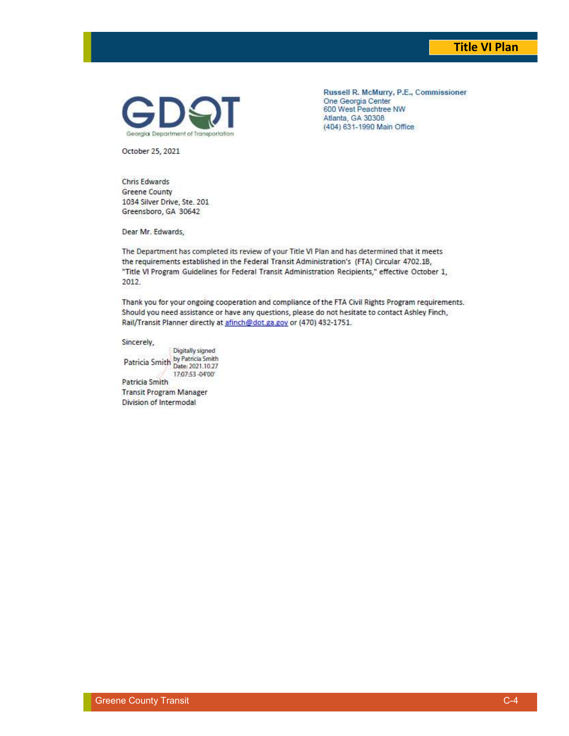GDOT
Georgia Department of Transportation

Russell R. McMurry, P.E., Commissioner
One Georgia Center
600 West Peachtree NW
Atlanta, GA 30308
(404) 631-1990 Main Office

October 25, 2021

Chris Edwards
Greene County
1034 Silver Drive, Ste. 201
Greensboro, GA 30642

Dear Mr. Edwards,

The Department has completed its review of your Title VI Plan and has determined that it meets the requirements established in the Federal Transit Administration's (FTA) Circular 4702.1B, "Title VI Program Guidelines for Federal Transit Administration Recipients," effective October 1, 2012.

Thank you for your ongoing cooperation and compliance of the FTA Civil Rights Program requirements. Should you need assistance or have any questions, please do not hesitate to contact Ashley Finch, Rail/Transit Planner directly at afinch@dot.ga.gov or (470) 432-1751.

Sincerely,

Patricia Smith — Digitally signed by Patricia Smith Date: 2021.10.27 17:07:53 -04'00'

Patricia Smith
Transit Program Manager
Division of Intermodal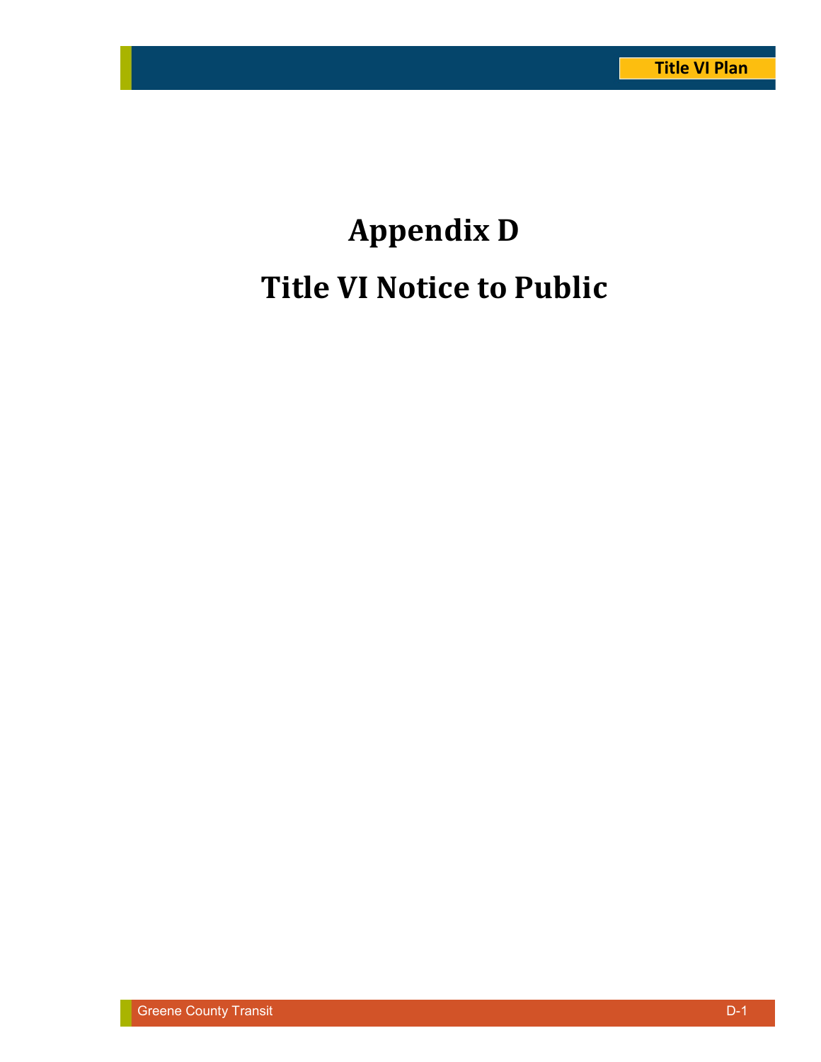# Appendix D

# Title VI Notice to Public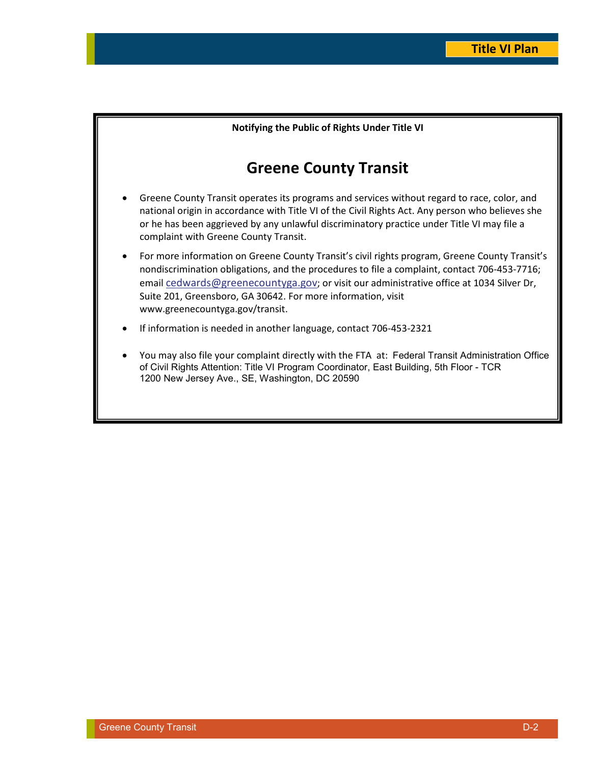**Notifying the Public of Rights Under Title VI**

# Greene County Transit

- Greene County Transit operates its programs and services without regard to race, color, and national origin in accordance with Title VI of the Civil Rights Act. Any person who believes she or he has been aggrieved by any unlawful discriminatory practice under Title VI may file a complaint with Greene County Transit.
- For more information on Greene County Transit's civil rights program, Greene County Transit's nondiscrimination obligations, and the procedures to file a complaint, contact 706-453-7716; email cedwards@greenecountyga.gov; or visit our administrative office at 1034 Silver Dr, Suite 201, Greensboro, GA 30642. For more information, visit www.greenecountyga.gov/transit.
- If information is needed in another language, contact 706-453-2321
- You may also file your complaint directly with the FTA at: Federal Transit Administration Office of Civil Rights Attention: Title VI Program Coordinator, East Building, 5th Floor - TCR 1200 New Jersey Ave., SE, Washington, DC 20590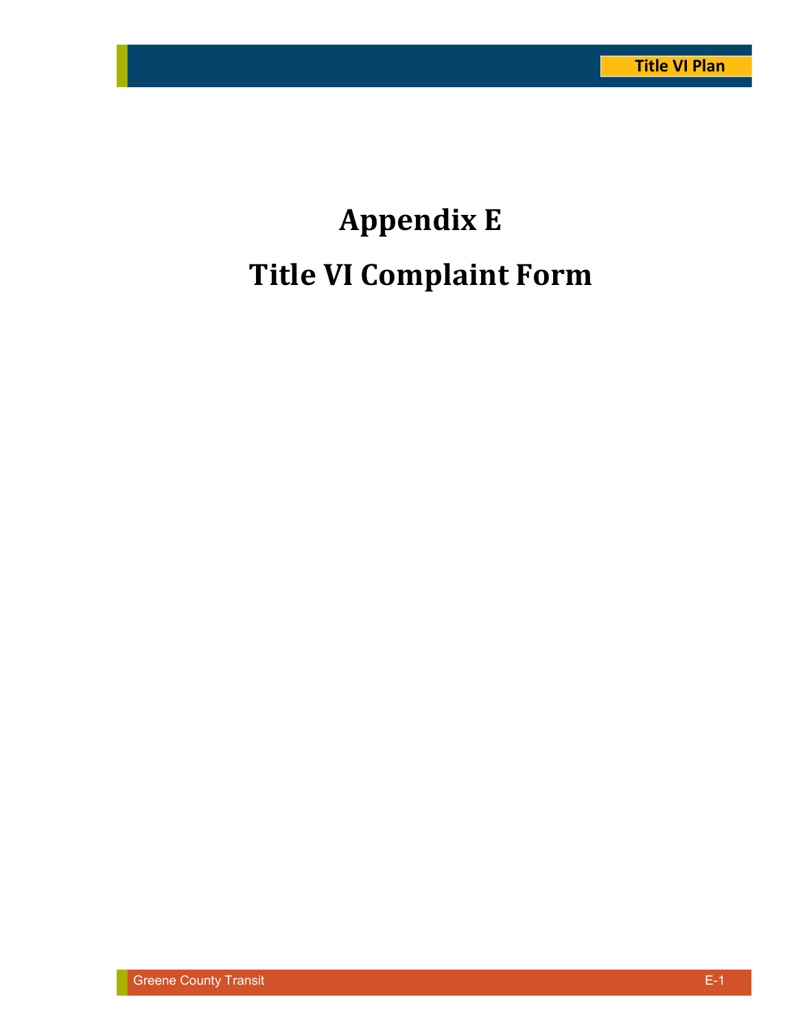# Appendix E

# Title VI Complaint Form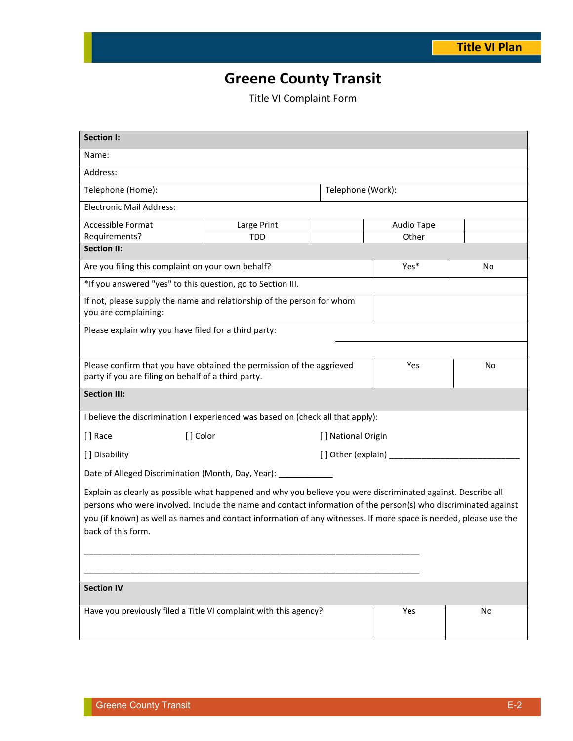# Greene County Transit

Title VI Complaint Form

| **Section I:** | | | | |
|---|---|---|---|---|
| Name: | | | | |
| Address: | | | | |
| Telephone (Home): | | | Telephone (Work): | |
| Electronic Mail Address: | | | | |
| Accessible Format Requirements? | Large Print | | Audio Tape | |
| | TDD | | Other | |

| **Section II:** | | |
|---|---|---|
| Are you filing this complaint on your own behalf? | Yes* | No |
| *If you answered "yes" to this question, go to Section III. | | |
| If not, please supply the name and relationship of the person for whom you are complaining: | | |
| Please explain why you have filed for a third party: | | |
| Please confirm that you have obtained the permission of the aggrieved party if you are filing on behalf of a third party. | Yes | No |

**Section III:**

I believe the discrimination I experienced was based on (check all that apply):

[ ] Race [ ] Color [ ] National Origin

[ ] Disability [ ] Other (explain) ______________________________

Date of Alleged Discrimination (Month, Day, Year): ____________

Explain as clearly as possible what happened and why you believe you were discriminated against. Describe all persons who were involved. Include the name and contact information of the person(s) who discriminated against you (if known) as well as names and contact information of any witnesses. If more space is needed, please use the back of this form.

____________________________________________________________________________

____________________________________________________________________________

| **Section IV** | | |
|---|---|---|
| Have you previously filed a Title VI complaint with this agency? | Yes | No |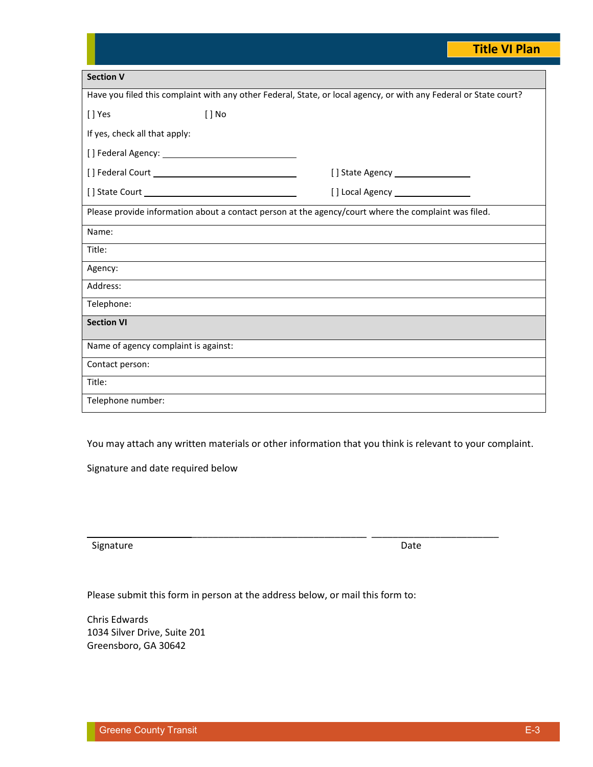| Section V | |
|---|---|
| Have you filed this complaint with any other Federal, State, or local agency, or with any Federal or State court? | |
| [ ] Yes &nbsp;&nbsp;&nbsp;&nbsp;&nbsp;&nbsp;&nbsp;&nbsp; [ ] No | |
| If yes, check all that apply: | |
| [ ] Federal Agency: ______________ | |
| [ ] Federal Court ______________ | [ ] State Agency ______________ |
| [ ] State Court ______________ | [ ] Local Agency ______________ |
| Please provide information about a contact person at the agency/court where the complaint was filed. | |
| Name: | |
| Title: | |
| Agency: | |
| Address: | |
| Telephone: | |

| Section VI |
|---|
| Name of agency complaint is against: |
| Contact person: |
| Title: |
| Telephone number: |

You may attach any written materials or other information that you think is relevant to your complaint.

Signature and date required below

_________________________________________ &nbsp;&nbsp; ______________________

Signature &nbsp;&nbsp;&nbsp;&nbsp;&nbsp;&nbsp;&nbsp;&nbsp;&nbsp;&nbsp;&nbsp;&nbsp;&nbsp;&nbsp;&nbsp;&nbsp;&nbsp;&nbsp;&nbsp;&nbsp;&nbsp;&nbsp;&nbsp;&nbsp;&nbsp;&nbsp;&nbsp;&nbsp;&nbsp;&nbsp; Date

Please submit this form in person at the address below, or mail this form to:

Chris Edwards
1034 Silver Drive, Suite 201
Greensboro, GA 30642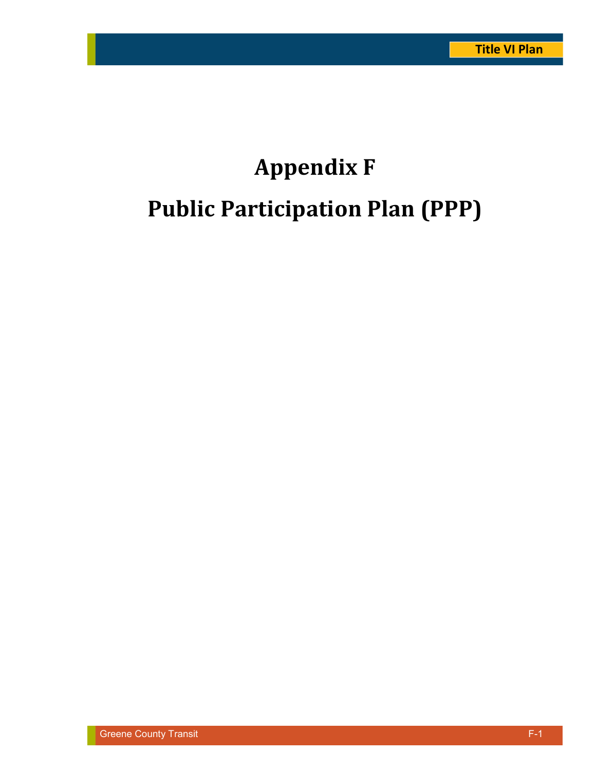# Appendix F

# Public Participation Plan (PPP)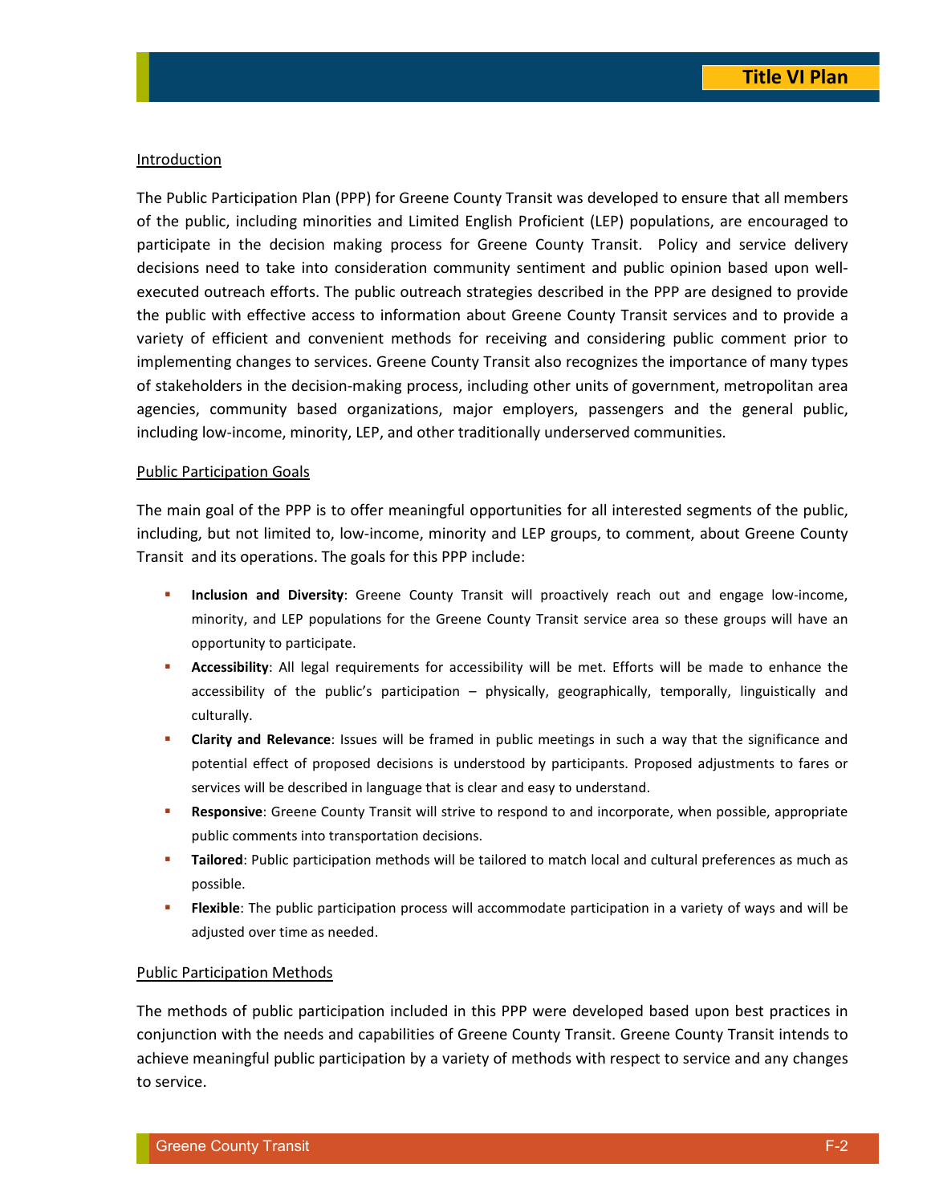## Introduction

The Public Participation Plan (PPP) for Greene County Transit was developed to ensure that all members of the public, including minorities and Limited English Proficient (LEP) populations, are encouraged to participate in the decision making process for Greene County Transit. Policy and service delivery decisions need to take into consideration community sentiment and public opinion based upon well-executed outreach efforts. The public outreach strategies described in the PPP are designed to provide the public with effective access to information about Greene County Transit services and to provide a variety of efficient and convenient methods for receiving and considering public comment prior to implementing changes to services. Greene County Transit also recognizes the importance of many types of stakeholders in the decision-making process, including other units of government, metropolitan area agencies, community based organizations, major employers, passengers and the general public, including low-income, minority, LEP, and other traditionally underserved communities.

## Public Participation Goals

The main goal of the PPP is to offer meaningful opportunities for all interested segments of the public, including, but not limited to, low-income, minority and LEP groups, to comment, about Greene County Transit and its operations. The goals for this PPP include:

- **Inclusion and Diversity**: Greene County Transit will proactively reach out and engage low-income, minority, and LEP populations for the Greene County Transit service area so these groups will have an opportunity to participate.
- **Accessibility**: All legal requirements for accessibility will be met. Efforts will be made to enhance the accessibility of the public's participation – physically, geographically, temporally, linguistically and culturally.
- **Clarity and Relevance**: Issues will be framed in public meetings in such a way that the significance and potential effect of proposed decisions is understood by participants. Proposed adjustments to fares or services will be described in language that is clear and easy to understand.
- **Responsive**: Greene County Transit will strive to respond to and incorporate, when possible, appropriate public comments into transportation decisions.
- **Tailored**: Public participation methods will be tailored to match local and cultural preferences as much as possible.
- **Flexible**: The public participation process will accommodate participation in a variety of ways and will be adjusted over time as needed.

## Public Participation Methods

The methods of public participation included in this PPP were developed based upon best practices in conjunction with the needs and capabilities of Greene County Transit. Greene County Transit intends to achieve meaningful public participation by a variety of methods with respect to service and any changes to service.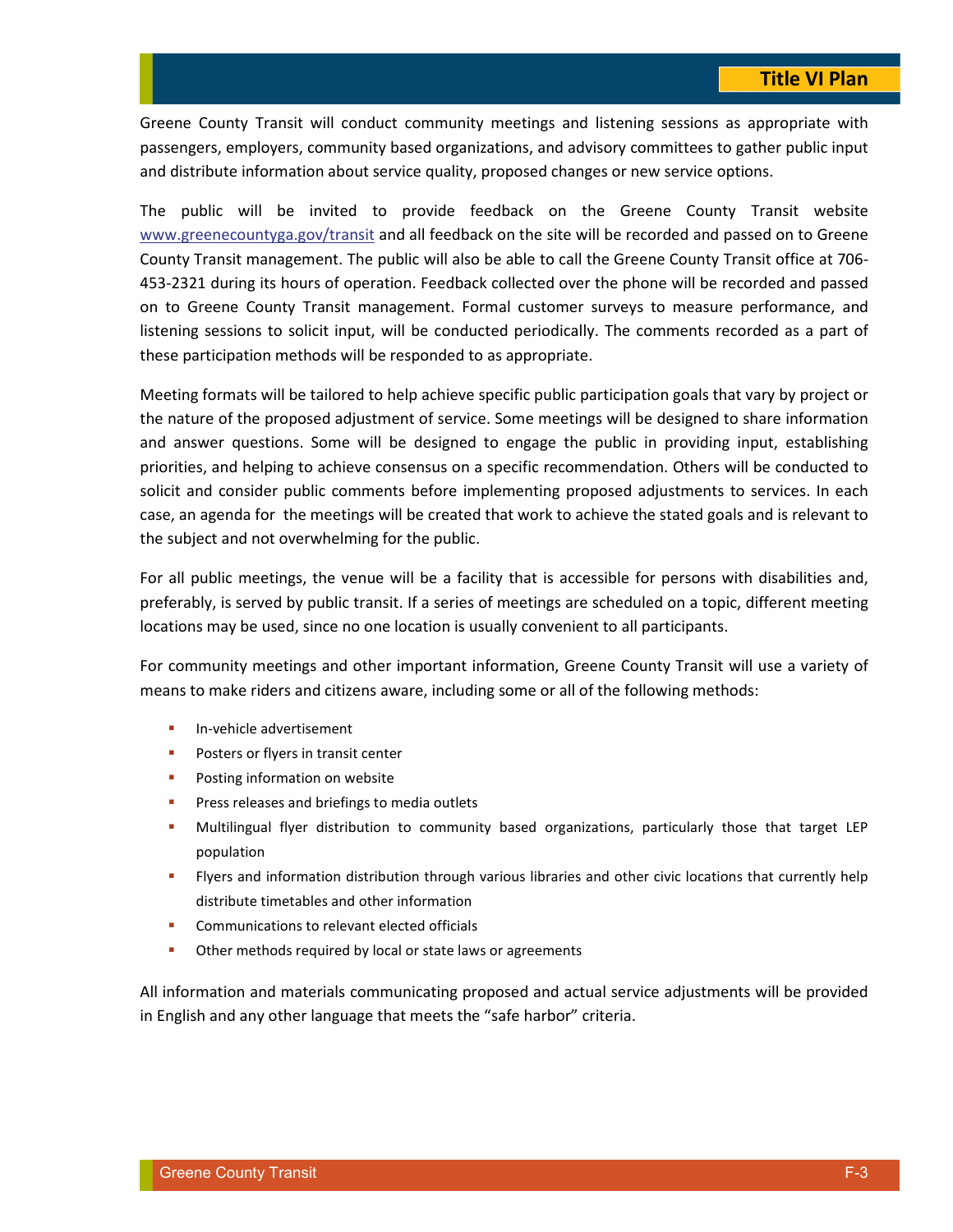Greene County Transit will conduct community meetings and listening sessions as appropriate with passengers, employers, community based organizations, and advisory committees to gather public input and distribute information about service quality, proposed changes or new service options.

The public will be invited to provide feedback on the Greene County Transit website www.greenecountyga.gov/transit and all feedback on the site will be recorded and passed on to Greene County Transit management. The public will also be able to call the Greene County Transit office at 706-453-2321 during its hours of operation. Feedback collected over the phone will be recorded and passed on to Greene County Transit management. Formal customer surveys to measure performance, and listening sessions to solicit input, will be conducted periodically. The comments recorded as a part of these participation methods will be responded to as appropriate.

Meeting formats will be tailored to help achieve specific public participation goals that vary by project or the nature of the proposed adjustment of service. Some meetings will be designed to share information and answer questions. Some will be designed to engage the public in providing input, establishing priorities, and helping to achieve consensus on a specific recommendation. Others will be conducted to solicit and consider public comments before implementing proposed adjustments to services. In each case, an agenda for the meetings will be created that work to achieve the stated goals and is relevant to the subject and not overwhelming for the public.

For all public meetings, the venue will be a facility that is accessible for persons with disabilities and, preferably, is served by public transit. If a series of meetings are scheduled on a topic, different meeting locations may be used, since no one location is usually convenient to all participants.

For community meetings and other important information, Greene County Transit will use a variety of means to make riders and citizens aware, including some or all of the following methods:

- In-vehicle advertisement
- Posters or flyers in transit center
- Posting information on website
- Press releases and briefings to media outlets
- Multilingual flyer distribution to community based organizations, particularly those that target LEP population
- Flyers and information distribution through various libraries and other civic locations that currently help distribute timetables and other information
- Communications to relevant elected officials
- Other methods required by local or state laws or agreements

All information and materials communicating proposed and actual service adjustments will be provided in English and any other language that meets the "safe harbor" criteria.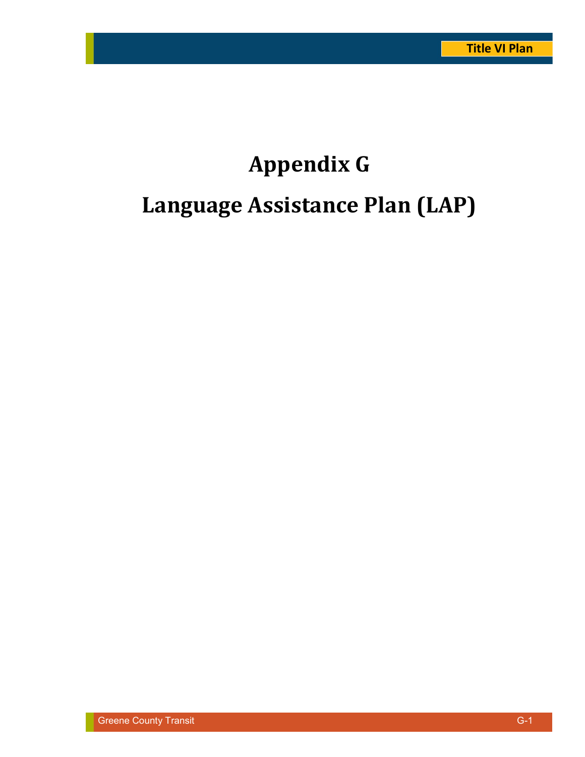# Appendix G

# Language Assistance Plan (LAP)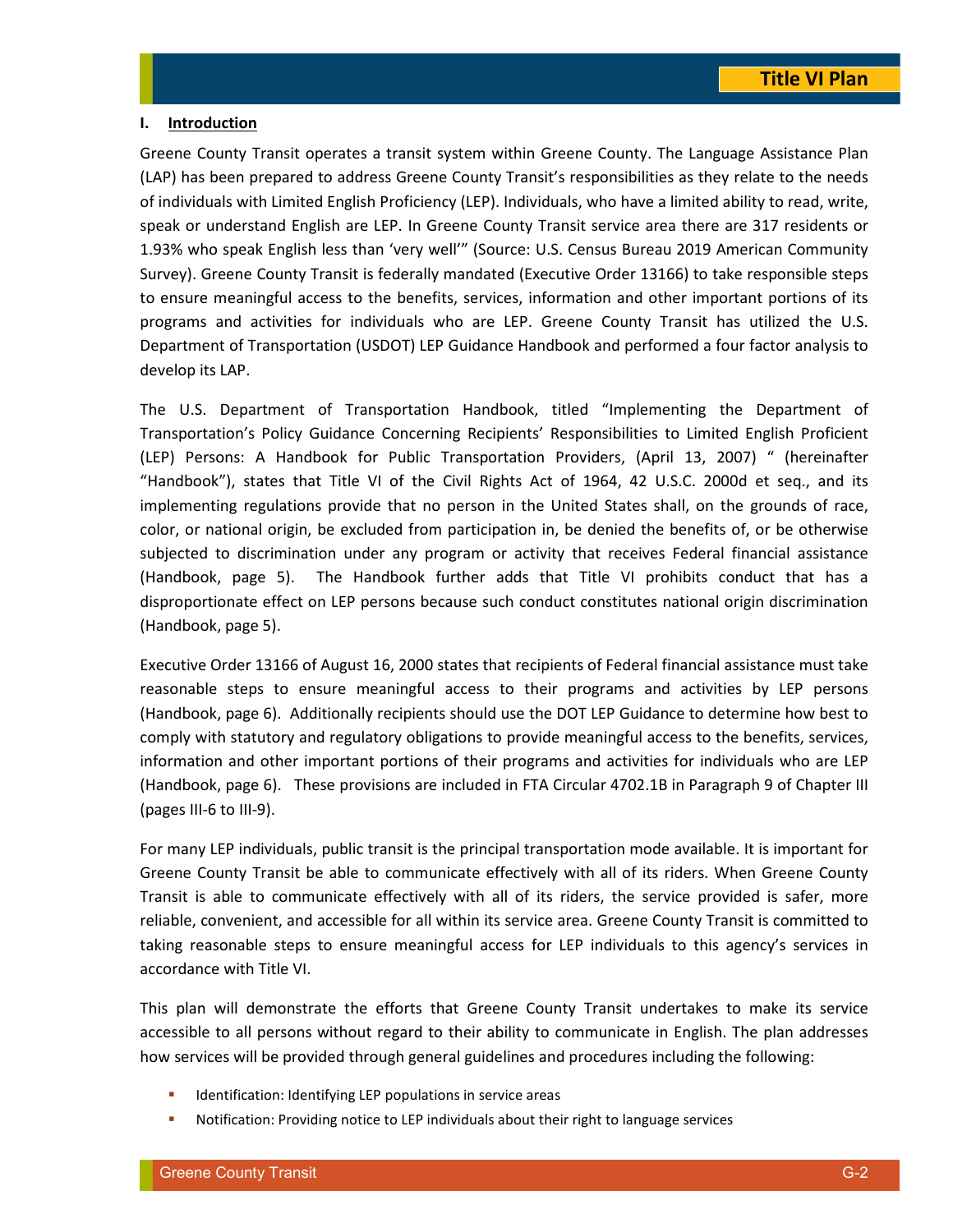## I. Introduction

Greene County Transit operates a transit system within Greene County. The Language Assistance Plan (LAP) has been prepared to address Greene County Transit's responsibilities as they relate to the needs of individuals with Limited English Proficiency (LEP). Individuals, who have a limited ability to read, write, speak or understand English are LEP. In Greene County Transit service area there are 317 residents or 1.93% who speak English less than 'very well'" (Source: U.S. Census Bureau 2019 American Community Survey). Greene County Transit is federally mandated (Executive Order 13166) to take responsible steps to ensure meaningful access to the benefits, services, information and other important portions of its programs and activities for individuals who are LEP. Greene County Transit has utilized the U.S. Department of Transportation (USDOT) LEP Guidance Handbook and performed a four factor analysis to develop its LAP.

The U.S. Department of Transportation Handbook, titled "Implementing the Department of Transportation's Policy Guidance Concerning Recipients' Responsibilities to Limited English Proficient (LEP) Persons: A Handbook for Public Transportation Providers, (April 13, 2007) " (hereinafter "Handbook"), states that Title VI of the Civil Rights Act of 1964, 42 U.S.C. 2000d et seq., and its implementing regulations provide that no person in the United States shall, on the grounds of race, color, or national origin, be excluded from participation in, be denied the benefits of, or be otherwise subjected to discrimination under any program or activity that receives Federal financial assistance (Handbook, page 5). The Handbook further adds that Title VI prohibits conduct that has a disproportionate effect on LEP persons because such conduct constitutes national origin discrimination (Handbook, page 5).

Executive Order 13166 of August 16, 2000 states that recipients of Federal financial assistance must take reasonable steps to ensure meaningful access to their programs and activities by LEP persons (Handbook, page 6). Additionally recipients should use the DOT LEP Guidance to determine how best to comply with statutory and regulatory obligations to provide meaningful access to the benefits, services, information and other important portions of their programs and activities for individuals who are LEP (Handbook, page 6). These provisions are included in FTA Circular 4702.1B in Paragraph 9 of Chapter III (pages III-6 to III-9).

For many LEP individuals, public transit is the principal transportation mode available. It is important for Greene County Transit be able to communicate effectively with all of its riders. When Greene County Transit is able to communicate effectively with all of its riders, the service provided is safer, more reliable, convenient, and accessible for all within its service area. Greene County Transit is committed to taking reasonable steps to ensure meaningful access for LEP individuals to this agency's services in accordance with Title VI.

This plan will demonstrate the efforts that Greene County Transit undertakes to make its service accessible to all persons without regard to their ability to communicate in English. The plan addresses how services will be provided through general guidelines and procedures including the following:

- Identification: Identifying LEP populations in service areas
- Notification: Providing notice to LEP individuals about their right to language services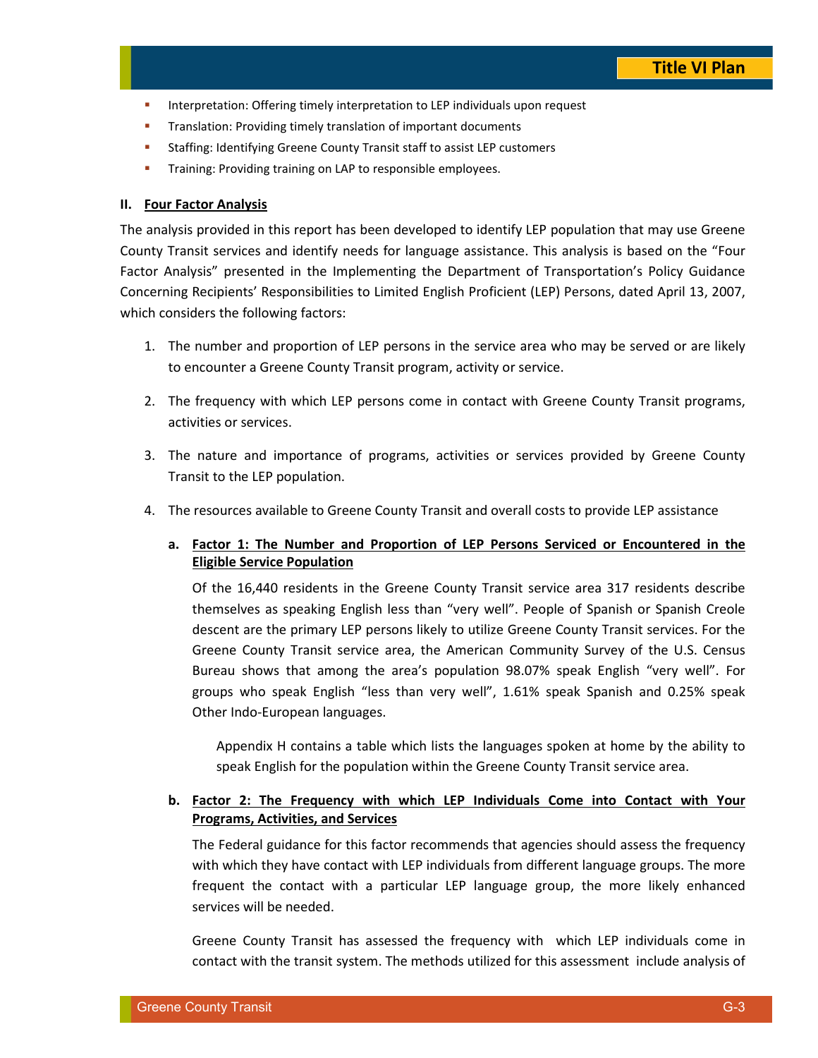- Interpretation: Offering timely interpretation to LEP individuals upon request
- Translation: Providing timely translation of important documents
- Staffing: Identifying Greene County Transit staff to assist LEP customers
- Training: Providing training on LAP to responsible employees.

## II. Four Factor Analysis

The analysis provided in this report has been developed to identify LEP population that may use Greene County Transit services and identify needs for language assistance. This analysis is based on the "Four Factor Analysis" presented in the Implementing the Department of Transportation's Policy Guidance Concerning Recipients' Responsibilities to Limited English Proficient (LEP) Persons, dated April 13, 2007, which considers the following factors:

1. The number and proportion of LEP persons in the service area who may be served or are likely to encounter a Greene County Transit program, activity or service.

2. The frequency with which LEP persons come in contact with Greene County Transit programs, activities or services.

3. The nature and importance of programs, activities or services provided by Greene County Transit to the LEP population.

4. The resources available to Greene County Transit and overall costs to provide LEP assistance

### a. Factor 1: The Number and Proportion of LEP Persons Serviced or Encountered in the Eligible Service Population

Of the 16,440 residents in the Greene County Transit service area 317 residents describe themselves as speaking English less than "very well". People of Spanish or Spanish Creole descent are the primary LEP persons likely to utilize Greene County Transit services. For the Greene County Transit service area, the American Community Survey of the U.S. Census Bureau shows that among the area's population 98.07% speak English "very well". For groups who speak English "less than very well", 1.61% speak Spanish and 0.25% speak Other Indo-European languages.

Appendix H contains a table which lists the languages spoken at home by the ability to speak English for the population within the Greene County Transit service area.

### b. Factor 2: The Frequency with which LEP Individuals Come into Contact with Your Programs, Activities, and Services

The Federal guidance for this factor recommends that agencies should assess the frequency with which they have contact with LEP individuals from different language groups. The more frequent the contact with a particular LEP language group, the more likely enhanced services will be needed.

Greene County Transit has assessed the frequency with which LEP individuals come in contact with the transit system. The methods utilized for this assessment include analysis of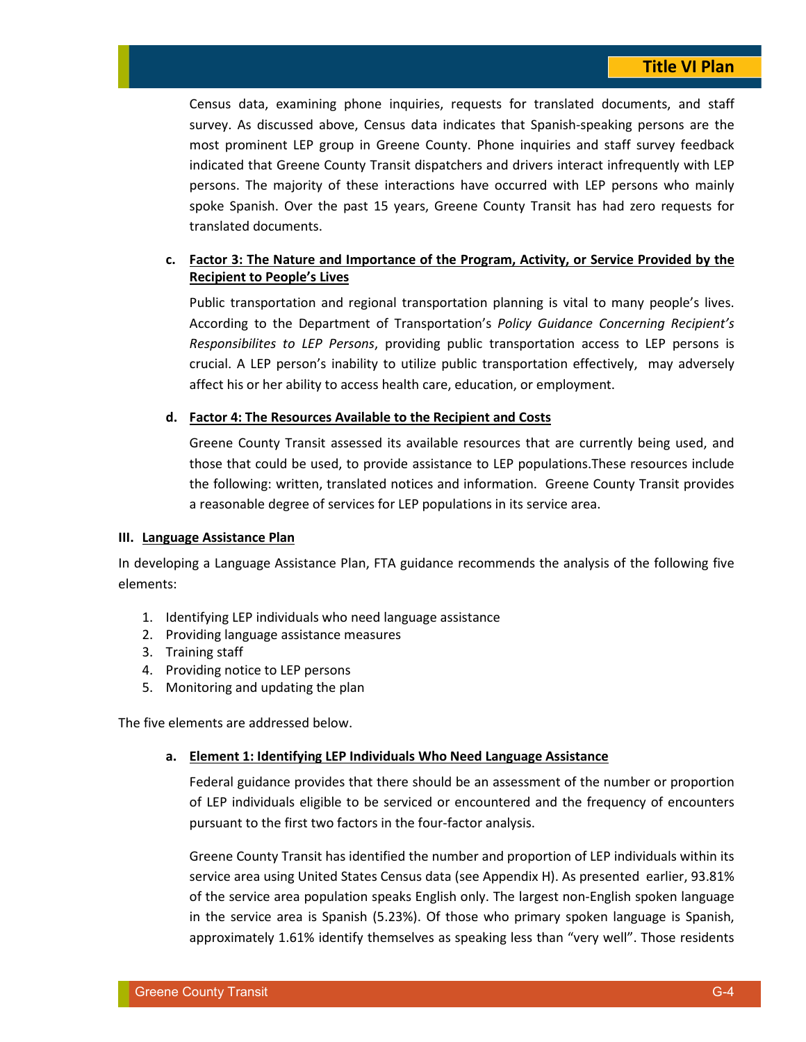Census data, examining phone inquiries, requests for translated documents, and staff survey. As discussed above, Census data indicates that Spanish-speaking persons are the most prominent LEP group in Greene County. Phone inquiries and staff survey feedback indicated that Greene County Transit dispatchers and drivers interact infrequently with LEP persons. The majority of these interactions have occurred with LEP persons who mainly spoke Spanish. Over the past 15 years, Greene County Transit has had zero requests for translated documents.

**c. Factor 3: The Nature and Importance of the Program, Activity, or Service Provided by the Recipient to People's Lives**

Public transportation and regional transportation planning is vital to many people's lives. According to the Department of Transportation's *Policy Guidance Concerning Recipient's Responsibilites to LEP Persons*, providing public transportation access to LEP persons is crucial. A LEP person's inability to utilize public transportation effectively, may adversely affect his or her ability to access health care, education, or employment.

**d. Factor 4: The Resources Available to the Recipient and Costs**

Greene County Transit assessed its available resources that are currently being used, and those that could be used, to provide assistance to LEP populations.These resources include the following: written, translated notices and information. Greene County Transit provides a reasonable degree of services for LEP populations in its service area.

## III. Language Assistance Plan

In developing a Language Assistance Plan, FTA guidance recommends the analysis of the following five elements:

1. Identifying LEP individuals who need language assistance
2. Providing language assistance measures
3. Training staff
4. Providing notice to LEP persons
5. Monitoring and updating the plan

The five elements are addressed below.

**a. Element 1: Identifying LEP Individuals Who Need Language Assistance**

Federal guidance provides that there should be an assessment of the number or proportion of LEP individuals eligible to be serviced or encountered and the frequency of encounters pursuant to the first two factors in the four-factor analysis.

Greene County Transit has identified the number and proportion of LEP individuals within its service area using United States Census data (see Appendix H). As presented earlier, 93.81% of the service area population speaks English only. The largest non-English spoken language in the service area is Spanish (5.23%). Of those who primary spoken language is Spanish, approximately 1.61% identify themselves as speaking less than "very well". Those residents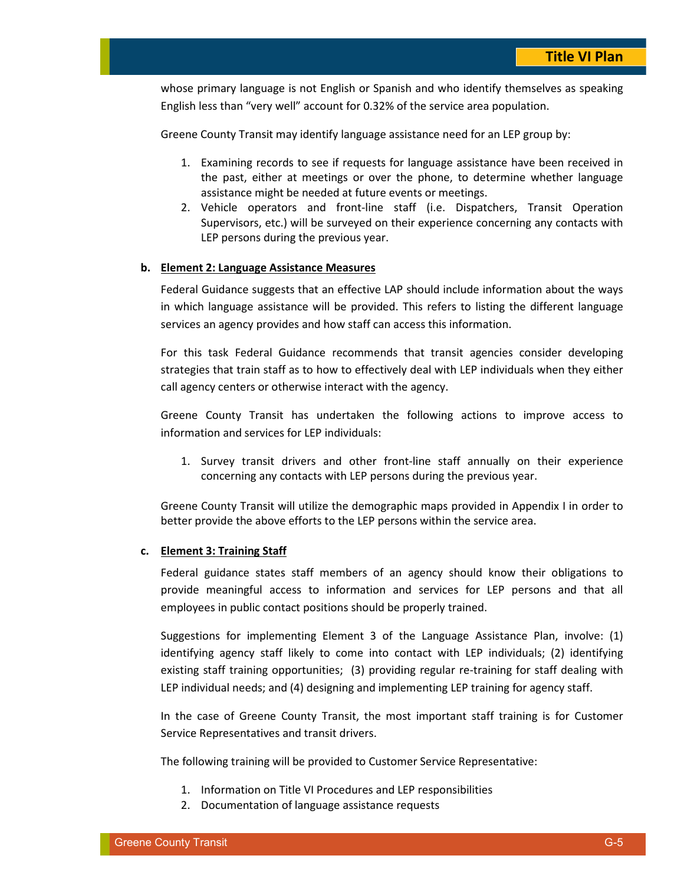whose primary language is not English or Spanish and who identify themselves as speaking English less than "very well" account for 0.32% of the service area population.

Greene County Transit may identify language assistance need for an LEP group by:

1. Examining records to see if requests for language assistance have been received in the past, either at meetings or over the phone, to determine whether language assistance might be needed at future events or meetings.
2. Vehicle operators and front-line staff (i.e. Dispatchers, Transit Operation Supervisors, etc.) will be surveyed on their experience concerning any contacts with LEP persons during the previous year.

**b. Element 2: Language Assistance Measures**

Federal Guidance suggests that an effective LAP should include information about the ways in which language assistance will be provided. This refers to listing the different language services an agency provides and how staff can access this information.

For this task Federal Guidance recommends that transit agencies consider developing strategies that train staff as to how to effectively deal with LEP individuals when they either call agency centers or otherwise interact with the agency.

Greene County Transit has undertaken the following actions to improve access to information and services for LEP individuals:

1. Survey transit drivers and other front-line staff annually on their experience concerning any contacts with LEP persons during the previous year.

Greene County Transit will utilize the demographic maps provided in Appendix I in order to better provide the above efforts to the LEP persons within the service area.

**c. Element 3: Training Staff**

Federal guidance states staff members of an agency should know their obligations to provide meaningful access to information and services for LEP persons and that all employees in public contact positions should be properly trained.

Suggestions for implementing Element 3 of the Language Assistance Plan, involve: (1) identifying agency staff likely to come into contact with LEP individuals; (2) identifying existing staff training opportunities; (3) providing regular re-training for staff dealing with LEP individual needs; and (4) designing and implementing LEP training for agency staff.

In the case of Greene County Transit, the most important staff training is for Customer Service Representatives and transit drivers.

The following training will be provided to Customer Service Representative:

1. Information on Title VI Procedures and LEP responsibilities
2. Documentation of language assistance requests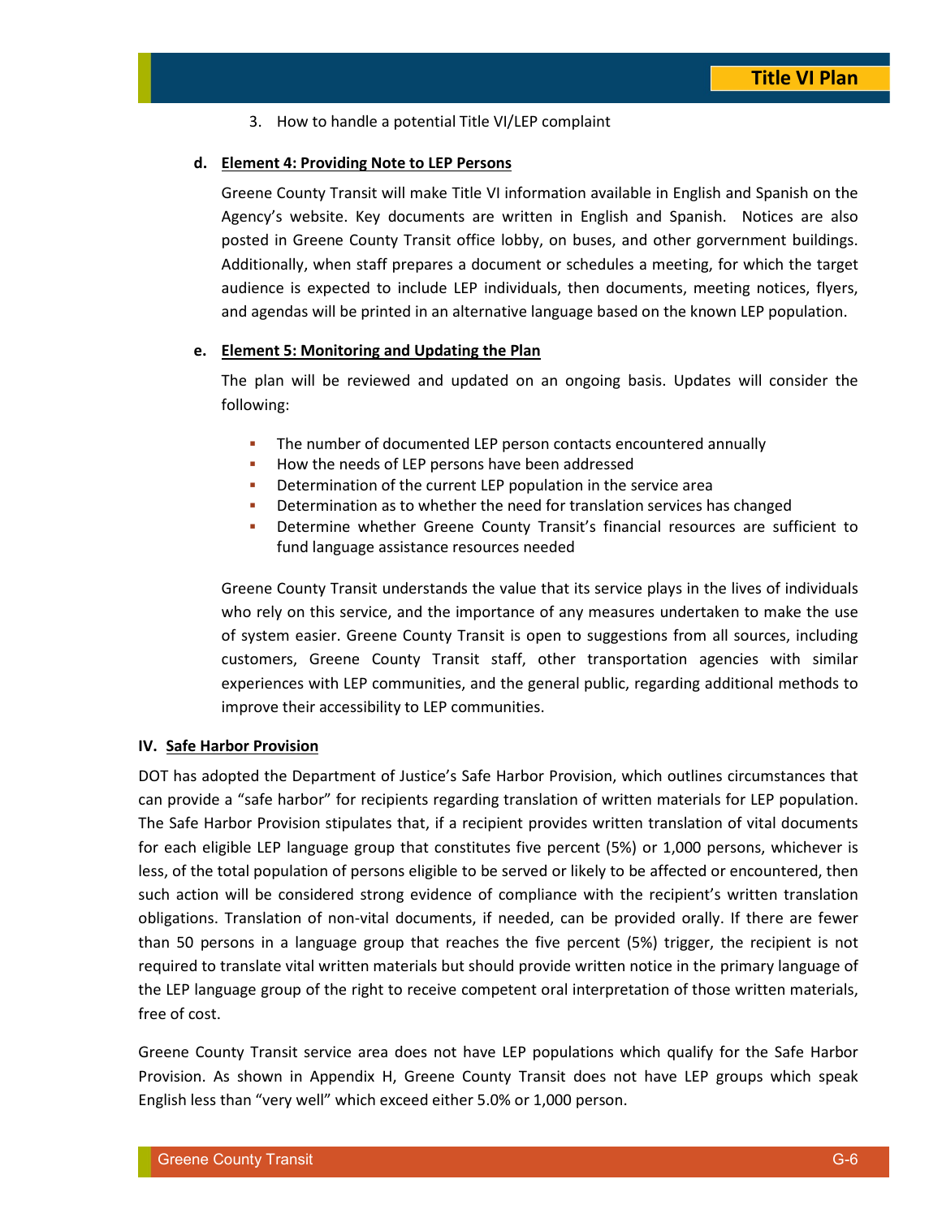3. How to handle a potential Title VI/LEP complaint

**d. Element 4: Providing Note to LEP Persons**

Greene County Transit will make Title VI information available in English and Spanish on the Agency's website. Key documents are written in English and Spanish. Notices are also posted in Greene County Transit office lobby, on buses, and other gorvernment buildings. Additionally, when staff prepares a document or schedules a meeting, for which the target audience is expected to include LEP individuals, then documents, meeting notices, flyers, and agendas will be printed in an alternative language based on the known LEP population.

**e. Element 5: Monitoring and Updating the Plan**

The plan will be reviewed and updated on an ongoing basis. Updates will consider the following:

- The number of documented LEP person contacts encountered annually
- How the needs of LEP persons have been addressed
- Determination of the current LEP population in the service area
- Determination as to whether the need for translation services has changed
- Determine whether Greene County Transit's financial resources are sufficient to fund language assistance resources needed

Greene County Transit understands the value that its service plays in the lives of individuals who rely on this service, and the importance of any measures undertaken to make the use of system easier. Greene County Transit is open to suggestions from all sources, including customers, Greene County Transit staff, other transportation agencies with similar experiences with LEP communities, and the general public, regarding additional methods to improve their accessibility to LEP communities.

## IV. Safe Harbor Provision

DOT has adopted the Department of Justice's Safe Harbor Provision, which outlines circumstances that can provide a "safe harbor" for recipients regarding translation of written materials for LEP population. The Safe Harbor Provision stipulates that, if a recipient provides written translation of vital documents for each eligible LEP language group that constitutes five percent (5%) or 1,000 persons, whichever is less, of the total population of persons eligible to be served or likely to be affected or encountered, then such action will be considered strong evidence of compliance with the recipient's written translation obligations. Translation of non-vital documents, if needed, can be provided orally. If there are fewer than 50 persons in a language group that reaches the five percent (5%) trigger, the recipient is not required to translate vital written materials but should provide written notice in the primary language of the LEP language group of the right to receive competent oral interpretation of those written materials, free of cost.

Greene County Transit service area does not have LEP populations which qualify for the Safe Harbor Provision. As shown in Appendix H, Greene County Transit does not have LEP groups which speak English less than "very well" which exceed either 5.0% or 1,000 person.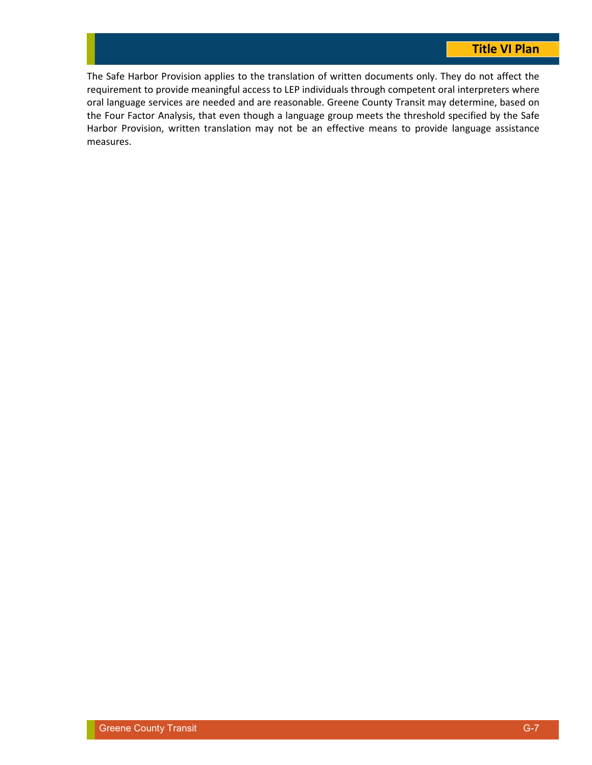The Safe Harbor Provision applies to the translation of written documents only. They do not affect the requirement to provide meaningful access to LEP individuals through competent oral interpreters where oral language services are needed and are reasonable. Greene County Transit may determine, based on the Four Factor Analysis, that even though a language group meets the threshold specified by the Safe Harbor Provision, written translation may not be an effective means to provide language assistance measures.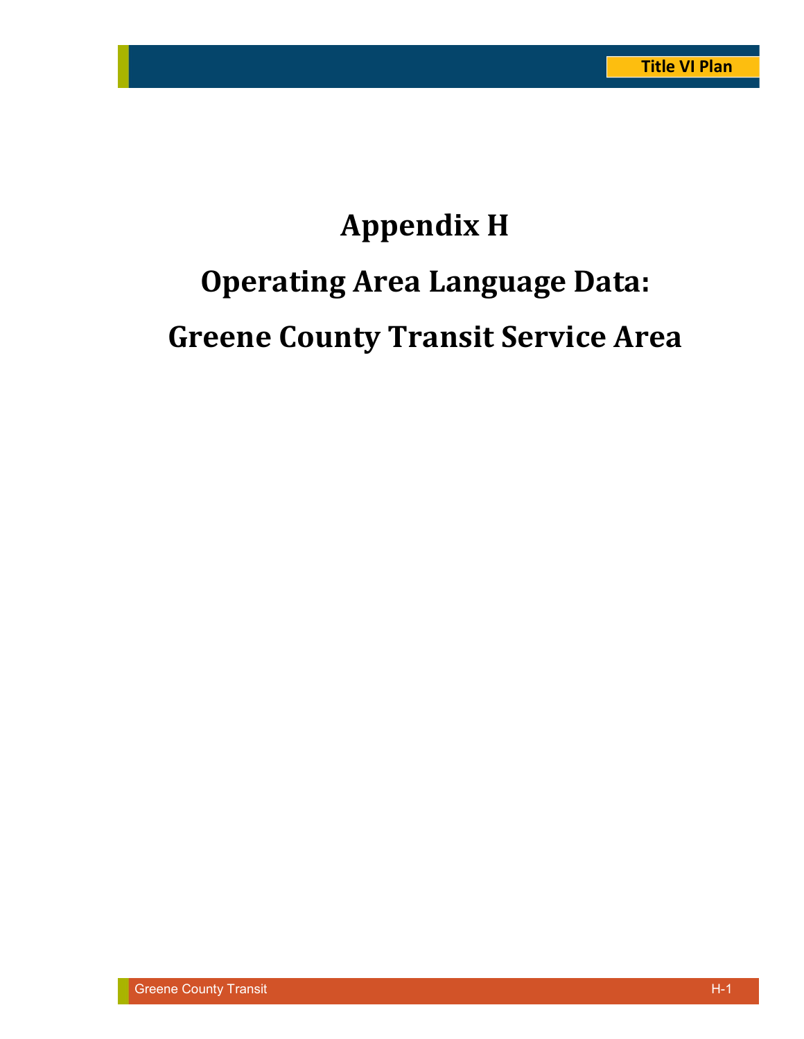# Appendix H

# Operating Area Language Data:

# Greene County Transit Service Area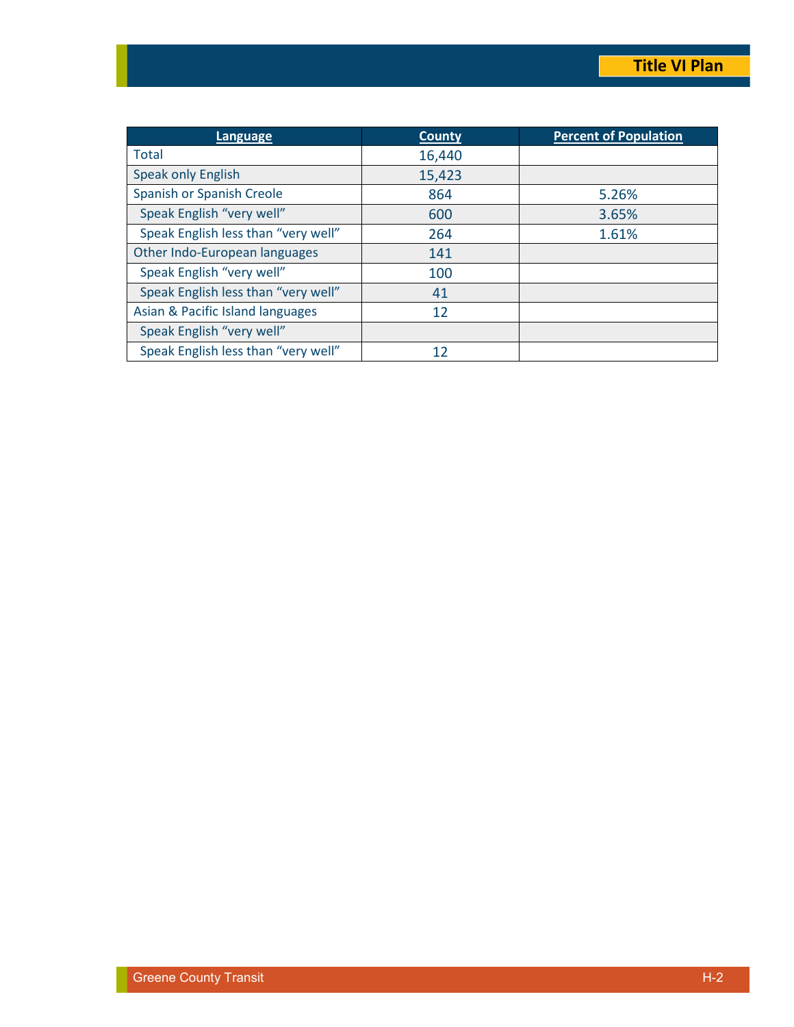| Language | County | Percent of Population |
|---|---|---|
| Total | 16,440 | |
| Speak only English | 15,423 | |
| Spanish or Spanish Creole | 864 | 5.26% |
| Speak English "very well" | 600 | 3.65% |
| Speak English less than "very well" | 264 | 1.61% |
| Other Indo-European languages | 141 | |
| Speak English "very well" | 100 | |
| Speak English less than "very well" | 41 | |
| Asian & Pacific Island languages | 12 | |
| Speak English "very well" | | |
| Speak English less than "very well" | 12 | |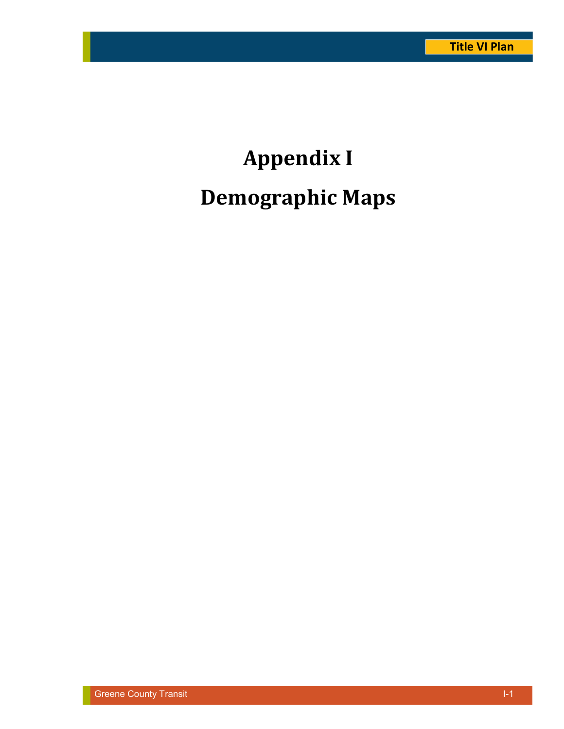# Appendix I

# Demographic Maps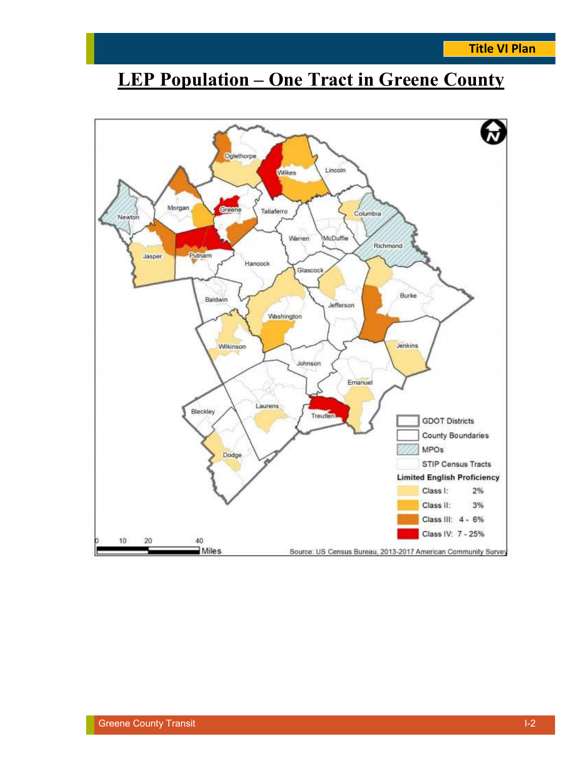# LEP Population – One Tract in Greene County

GDOT Districts

County Boundaries

MPOs

STIP Census Tracts

**Limited English Proficiency**

Class I: 2%

Class II: 3%

Class III: 4 - 6%

Class IV: 7 - 25%

0 10 20 40 Miles

Source: US Census Bureau, 2013-2017 American Community Survey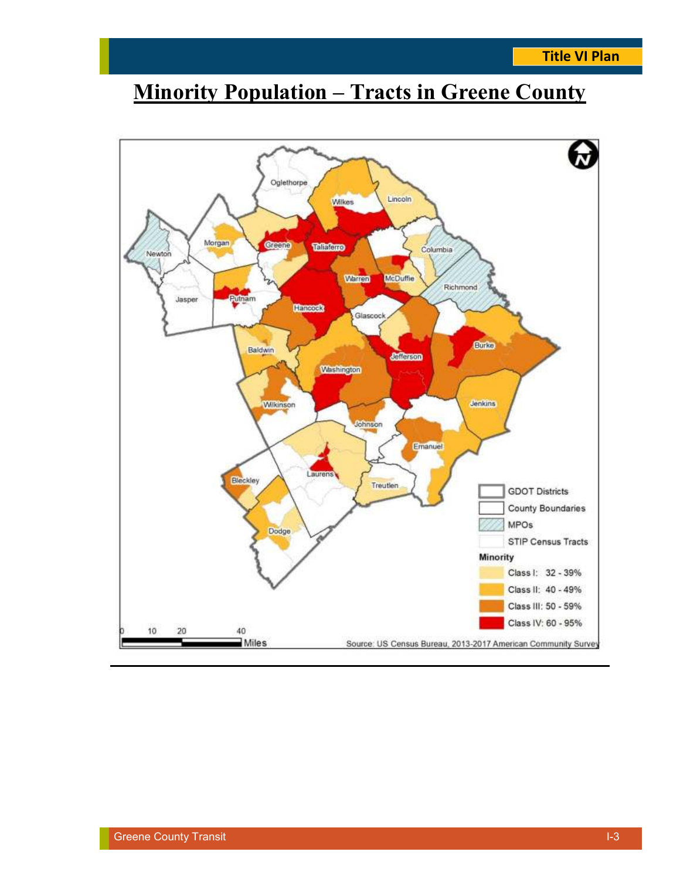# Minority Population – Tracts in Greene County

Oglethorpe

Wilkes

Lincoln

Morgan

Greene

Taliaferro

Columbia

Newton

Warren

McDuffie

Richmond

Jasper

Putnam

Hancock

Glascock

Burke

Baldwin

Jefferson

Washington

Wilkinson

Jenkins

Johnson

Emanuel

Laurens

Bleckley

Treutlen

Dodge

GDOT Districts

County Boundaries

MPOs

STIP Census Tracts

**Minority**

Class I: 32 - 39%

Class II: 40 - 49%

Class III: 50 - 59%

Class IV: 60 - 95%

0 10 20 40 Miles

Source: US Census Bureau, 2013-2017 American Community Survey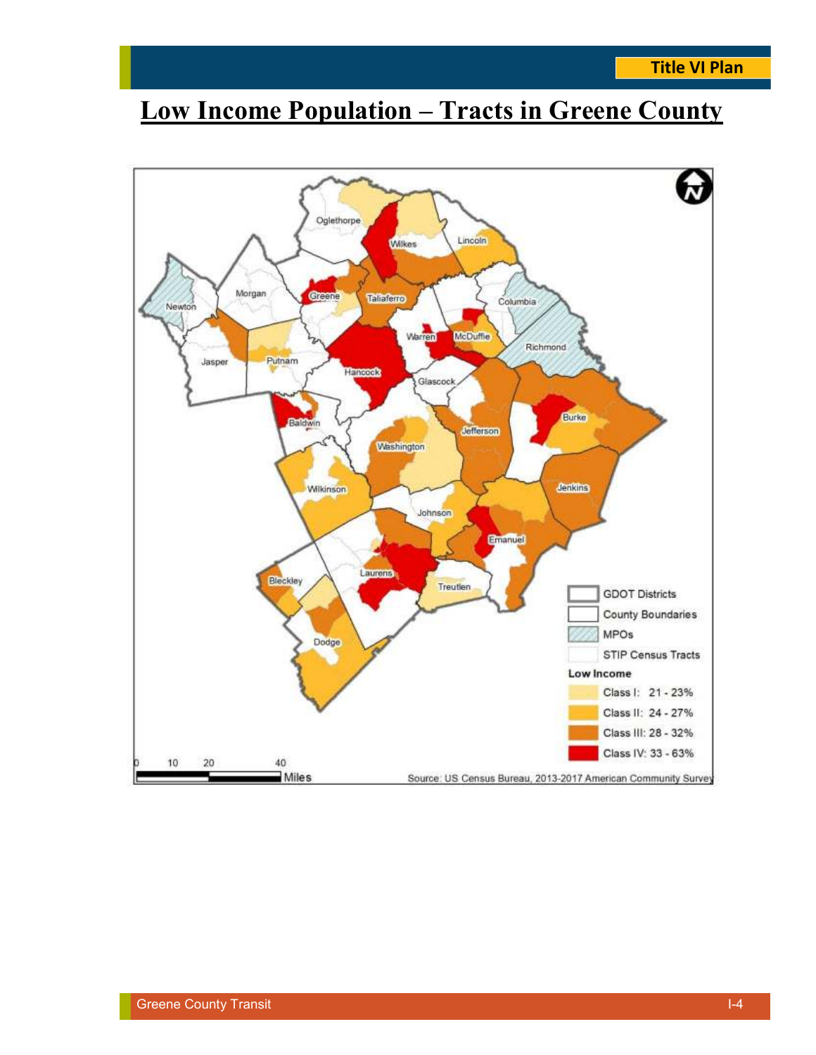# Low Income Population – Tracts in Greene County

Oglethorpe

Wilkes

Lincoln

Newton

Morgan

Greene

Taliaferro

Columbia

Warren

McDuffie

Richmond

Jasper

Putnam

Hancock

Glascock

Baldwin

Burke

Jefferson

Washington

Wilkinson

Jenkins

Johnson

Emanuel

Bleckley

Laurens

Treutlen

Dodge

GDOT Districts

County Boundaries

MPOs

STIP Census Tracts

**Low Income**

Class I: 21 - 23%

Class II: 24 - 27%

Class III: 28 - 32%

Class IV: 33 - 63%

0 10 20 40 Miles

Source: US Census Bureau, 2013-2017 American Community Survey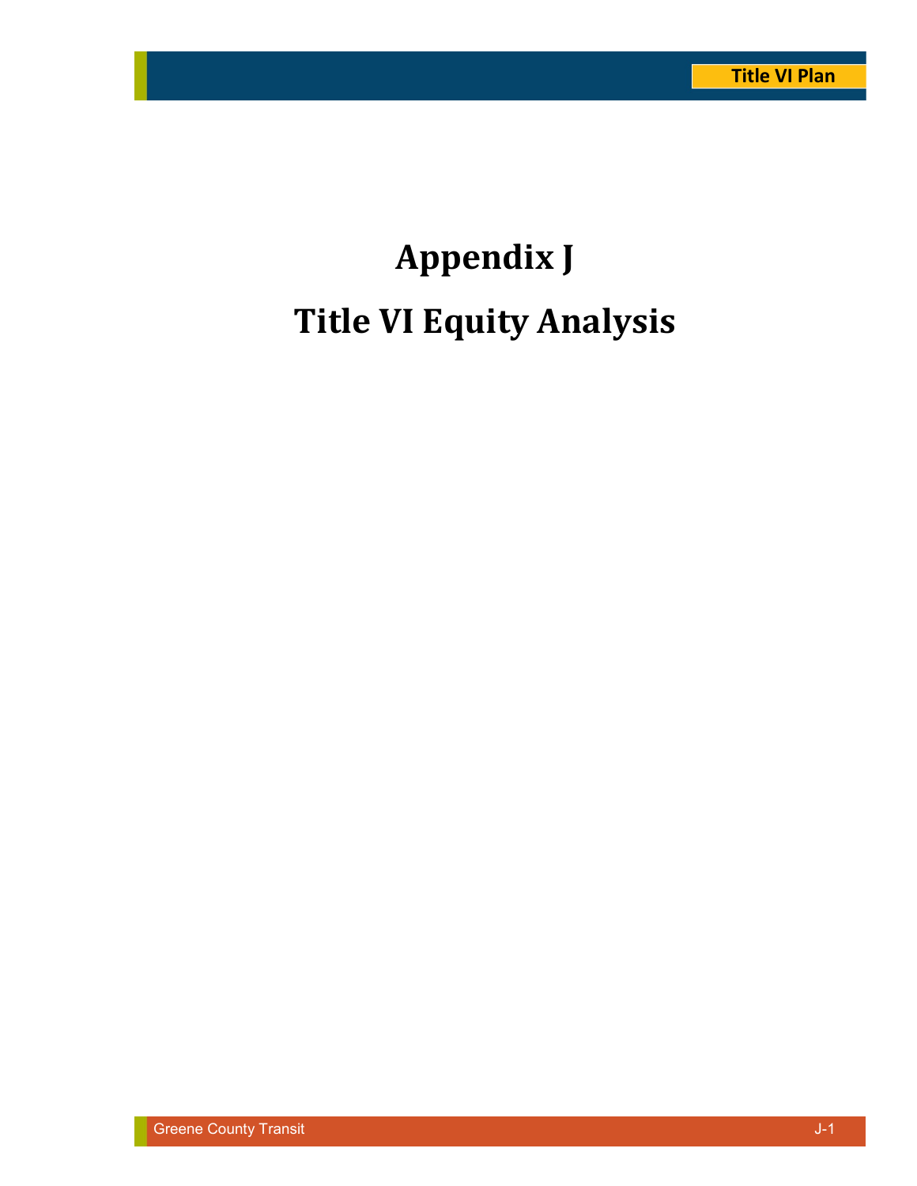# Appendix J

# Title VI Equity Analysis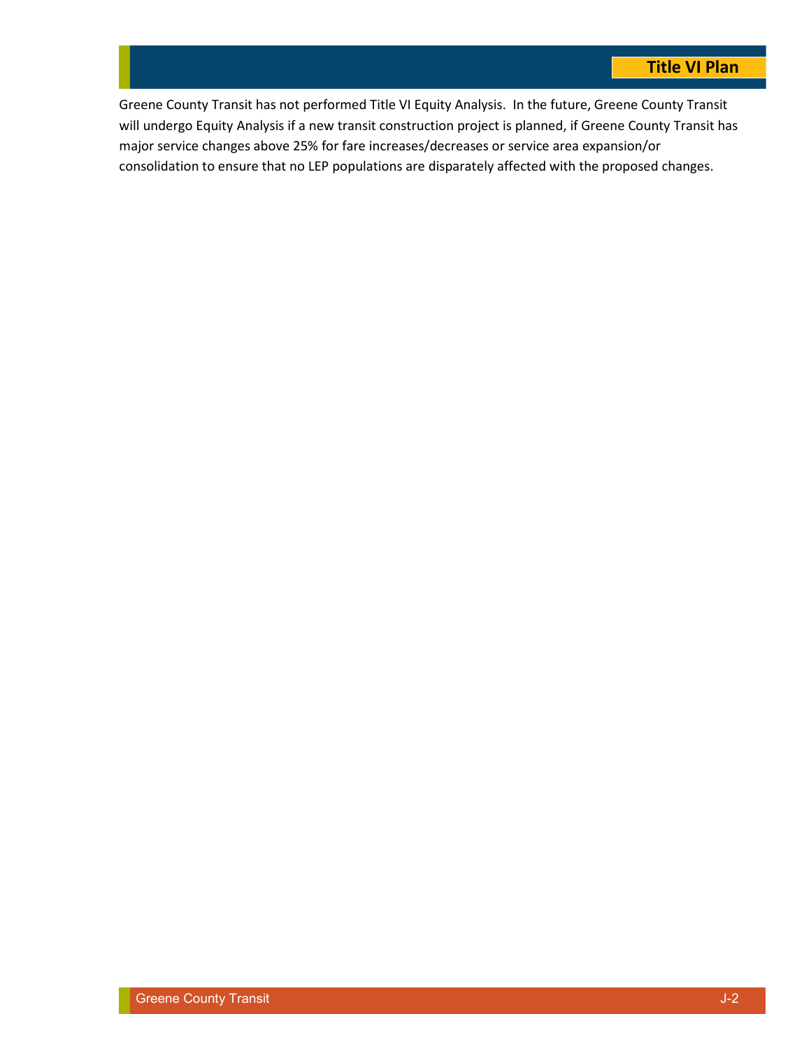Greene County Transit has not performed Title VI Equity Analysis. In the future, Greene County Transit will undergo Equity Analysis if a new transit construction project is planned, if Greene County Transit has major service changes above 25% for fare increases/decreases or service area expansion/or consolidation to ensure that no LEP populations are disparately affected with the proposed changes.